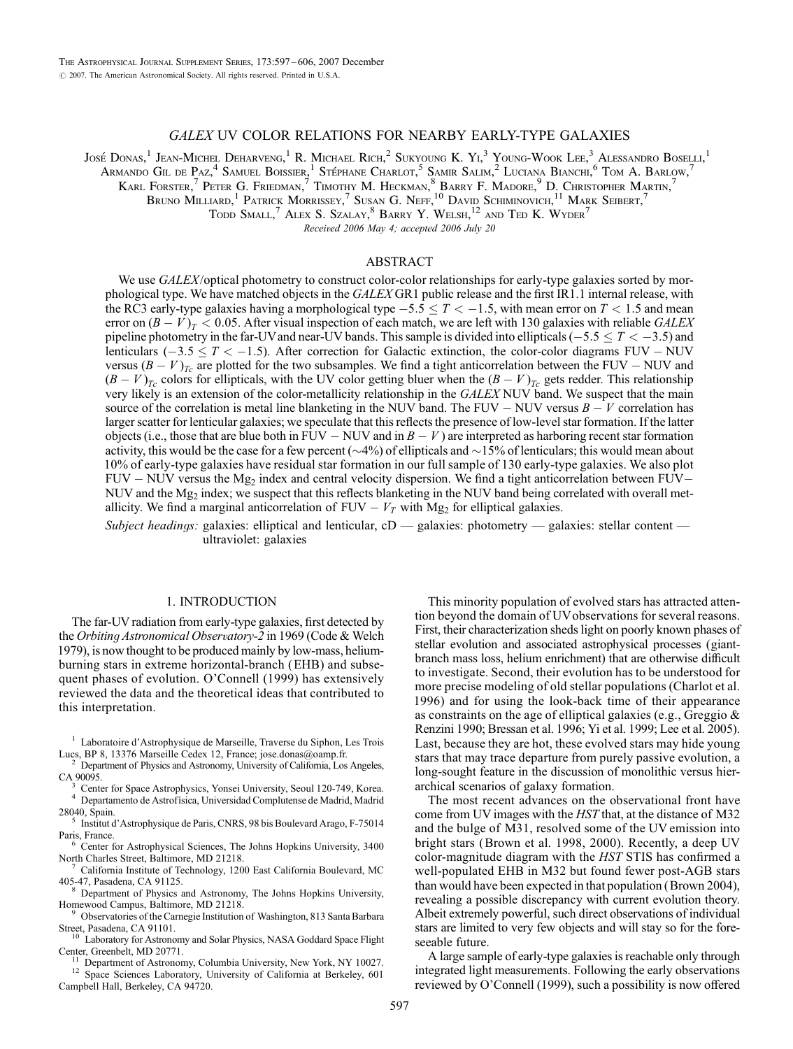# *GALEX* UV COLOR RELATIONS FOR NEARBY EARLY-TYPE GALAXIES

José Donas,[1] Jean-Michel Deharveng,[1] R. Michael Rich,[2] Sukyoung K. Yi,[3] Young-Wook Lee,[3] Alessandro Boselli,[1] Armando Gil de Paz,[4] Samuel Boissier,[1] Stéphane Charlot,[5] Samir Salim,[2] Luciana Bianchi,[6] Tom A. Barlow,[7] Karl Forster,[7] Peter G. Friedman,[7] Timothy M. Heckman,[8] Barry F. Madore,[9] D. Christopher Martin,[7] Bruno Milliard,[1] Patrick Morrissey,[7] Susan G. Neff,[10] David Schiminovich,[11] Mark Seibert,[7] Todd Small,[7] Alex S. Szalay,[8] Barry Y. Welsh,[12] and Ted K. Wyder[7]

*Received 2006 May 4; accepted 2006 July 20*

## ABSTRACT

We use *GALEX*/optical photometry to construct color-color relationships for early-type galaxies sorted by morphological type. We have matched objects in the *GALEX* GR1 public release and the first IR1.1 internal release, with the RC3 early-type galaxies having a morphological type $-5.5 \leq T < -1.5$, with mean error on $T < 1.5$ and mean error on $(B - V)_T < 0.05$. After visual inspection of each match, we are left with 130 galaxies with reliable *GALEX* pipeline photometry in the far-UV and near-UV bands. This sample is divided into ellipticals ($-5.5 \leq T < -3.5$) and lenticulars ($-3.5 \leq T < -1.5$). After correction for Galactic extinction, the color-color diagrams FUV − NUV versus $(B - V)_{Tc}$ are plotted for the two subsamples. We find a tight anticorrelation between the FUV − NUV and $(B - V)_{Tc}$ colors for ellipticals, with the UV color getting bluer when the $(B - V)_{Tc}$ gets redder. This relationship very likely is an extension of the color-metallicity relationship in the *GALEX* NUV band. We suspect that the main source of the correlation is metal line blanketing in the NUV band. The FUV − NUV versus $B - V$ correlation has larger scatter for lenticular galaxies; we speculate that this reflects the presence of low-level star formation. If the latter objects (i.e., those that are blue both in FUV − NUV and in $B - V$) are interpreted as harboring recent star formation activity, this would be the case for a few percent (~4%) of ellipticals and ~15% of lenticulars; this would mean about 10% of early-type galaxies have residual star formation in our full sample of 130 early-type galaxies. We also plot FUV − NUV versus the $Mg_2$ index and central velocity dispersion. We find a tight anticorrelation between FUV− NUV and the $Mg_2$ index; we suspect that this reflects blanketing in the NUV band being correlated with overall metallicity. We find a marginal anticorrelation of FUV − $V_T$ with $Mg_2$ for elliptical galaxies.

*Subject headings:* galaxies: elliptical and lenticular, cD — galaxies: photometry — galaxies: stellar content — ultraviolet: galaxies

## 1. INTRODUCTION

The far-UV radiation from early-type galaxies, first detected by the *Orbiting Astronomical Observatory-2* in 1969 (Code & Welch 1979), is now thought to be produced mainly by low-mass, helium-burning stars in extreme horizontal-branch (EHB) and subsequent phases of evolution. O'Connell (1999) has extensively reviewed the data and the theoretical ideas that contributed to this interpretation.

This minority population of evolved stars has attracted attention beyond the domain of UV observations for several reasons. First, their characterization sheds light on poorly known phases of stellar evolution and associated astrophysical processes (giant-branch mass loss, helium enrichment) that are otherwise difficult to investigate. Second, their evolution has to be understood for more precise modeling of old stellar populations (Charlot et al. 1996) and for using the look-back time of their appearance as constraints on the age of elliptical galaxies (e.g., Greggio & Renzini 1990; Bressan et al. 1996; Yi et al. 1999; Lee et al. 2005). Last, because they are hot, these evolved stars may hide young stars that may trace departure from purely passive evolution, a long-sought feature in the discussion of monolithic versus hierarchical scenarios of galaxy formation.

The most recent advances on the observational front have come from UV images with the *HST* that, at the distance of M32 and the bulge of M31, resolved some of the UV emission into bright stars (Brown et al. 1998, 2000). Recently, a deep UV color-magnitude diagram with the *HST* STIS has confirmed a well-populated EHB in M32 but found fewer post-AGB stars than would have been expected in that population (Brown 2004), revealing a possible discrepancy with current evolution theory. Albeit extremely powerful, such direct observations of individual stars are limited to very few objects and will stay so for the foreseeable future.

A large sample of early-type galaxies is reachable only through integrated light measurements. Following the early observations reviewed by O'Connell (1999), such a possibility is now offered

[1] Laboratoire d'Astrophysique de Marseille, Traverse du Siphon, Les Trois Lucs, BP 8, 13376 Marseille Cedex 12, France; jose.donas@oamp.fr.

[2] Department of Physics and Astronomy, University of California, Los Angeles, CA 90095.

[3] Center for Space Astrophysics, Yonsei University, Seoul 120-749, Korea.

[4] Departamento de Astrofísica, Universidad Complutense de Madrid, Madrid 28040, Spain.

[5] Institut d'Astrophysique de Paris, CNRS, 98 bis Boulevard Arago, F-75014 Paris, France.

[6] Center for Astrophysical Sciences, The Johns Hopkins University, 3400 North Charles Street, Baltimore, MD 21218.

[7] California Institute of Technology, 1200 East California Boulevard, MC 405-47, Pasadena, CA 91125.

[8] Department of Physics and Astronomy, The Johns Hopkins University, Homewood Campus, Baltimore, MD 21218.

[9] Observatories of the Carnegie Institution of Washington, 813 Santa Barbara Street, Pasadena, CA 91101.

[10] Laboratory for Astronomy and Solar Physics, NASA Goddard Space Flight Center, Greenbelt, MD 20771.

[11] Department of Astronomy, Columbia University, New York, NY 10027.

[12] Space Sciences Laboratory, University of California at Berkeley, 601 Campbell Hall, Berkeley, CA 94720.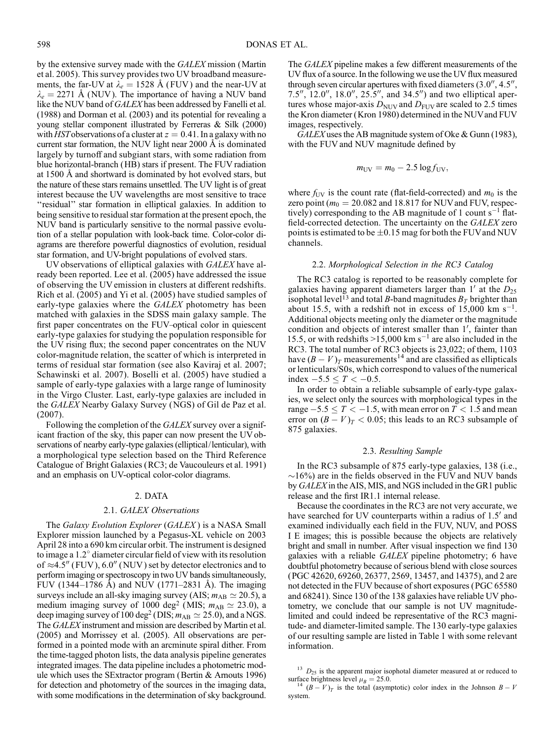by the extensive survey made with the *GALEX* mission (Martin et al. 2005). This survey provides two UV broadband measurements, the far-UV at $\lambda_e = 1528$ Å (FUV) and the near-UV at $\lambda_e = 2271$ Å (NUV). The importance of having a NUV band like the NUV band of *GALEX* has been addressed by Fanelli et al. (1988) and Dorman et al. (2003) and its potential for revealing a young stellar component illustrated by Ferreras & Silk (2000) with *HST* observations of a cluster at $z = 0.41$. In a galaxy with no current star formation, the NUV light near 2000 Å is dominated largely by turnoff and subgiant stars, with some radiation from blue horizontal-branch (HB) stars if present. The FUV radiation at 1500 Å and shortward is dominated by hot evolved stars, but the nature of these stars remains unsettled. The UV light is of great interest because the UV wavelengths are most sensitive to trace "residual" star formation in elliptical galaxies. In addition to being sensitive to residual star formation at the present epoch, the NUV band is particularly sensitive to the normal passive evolution of a stellar population with look-back time. Color-color diagrams are therefore powerful diagnostics of evolution, residual star formation, and UV-bright populations of evolved stars.

UV observations of elliptical galaxies with *GALEX* have already been reported. Lee et al. (2005) have addressed the issue of observing the UV emission in clusters at different redshifts. Rich et al. (2005) and Yi et al. (2005) have studied samples of early-type galaxies where the *GALEX* photometry has been matched with galaxies in the SDSS main galaxy sample. The first paper concentrates on the FUV–optical color in quiescent early-type galaxies for studying the population responsible for the UV rising flux; the second paper concentrates on the NUV color-magnitude relation, the scatter of which is interpreted in terms of residual star formation (see also Kaviraj et al. 2007; Schawinski et al. 2007). Boselli et al. (2005) have studied a sample of early-type galaxies with a large range of luminosity in the Virgo Cluster. Last, early-type galaxies are included in the *GALEX* Nearby Galaxy Survey (NGS) of Gil de Paz et al. (2007).

Following the completion of the *GALEX* survey over a significant fraction of the sky, this paper can now present the UV observations of nearby early-type galaxies (elliptical/lenticular), with a morphological type selection based on the Third Reference Catalogue of Bright Galaxies (RC3; de Vaucouleurs et al. 1991) and an emphasis on UV-optical color-color diagrams.

## 2. DATA

### 2.1. *GALEX Observations*

The *Galaxy Evolution Explorer* (*GALEX*) is a NASA Small Explorer mission launched by a Pegasus-XL vehicle on 2003 April 28 into a 690 km circular orbit. The instrument is designed to image a 1.2° diameter circular field of view with its resolution of ≈4.5″ (FUV), 6.0″ (NUV) set by detector electronics and to perform imaging or spectroscopy in two UV bands simultaneously, FUV (1344–1786 Å) and NUV (1771–2831 Å). The imaging surveys include an all-sky imaging survey (AIS; $m_{AB} \simeq 20.5$), a medium imaging survey of 1000 deg$^2$ (MIS; $m_{AB} \simeq 23.0$), a deep imaging survey of 100 deg$^2$ (DIS; $m_{AB} \simeq 25.0$), and a NGS. The *GALEX* instrument and mission are described by Martin et al. (2005) and Morrissey et al. (2005). All observations are performed in a pointed mode with an arcminute spiral dither. From the time-tagged photon lists, the data analysis pipeline generates integrated images. The data pipeline includes a photometric module which uses the SExtractor program (Bertin & Arnouts 1996) for detection and photometry of the sources in the imaging data, with some modifications in the determination of sky background. The *GALEX* pipeline makes a few different measurements of the UV flux of a source. In the following we use the UV flux measured through seven circular apertures with fixed diameters (3.0″, 4.5″, 7.5″, 12.0″, 18.0″, 25.5″, and 34.5″) and two elliptical apertures whose major-axis $D_{NUV}$ and $D_{FUV}$ are scaled to 2.5 times the Kron diameter (Kron 1980) determined in the NUV and FUV images, respectively.

*GALEX* uses the AB magnitude system of Oke & Gunn (1983), with the FUV and NUV magnitude defined by

$$m_{UV} = m_0 - 2.5 \log f_{UV},$$

where $f_{UV}$ is the count rate (flat-field-corrected) and $m_0$ is the zero point ($m_0 = 20.082$ and 18.817 for NUV and FUV, respectively) corresponding to the AB magnitude of 1 count s$^{-1}$ flat-field-corrected detection. The uncertainty on the *GALEX* zero points is estimated to be ±0.15 mag for both the FUV and NUV channels.

### 2.2. *Morphological Selection in the RC3 Catalog*

The RC3 catalog is reported to be reasonably complete for galaxies having apparent diameters larger than 1′ at the $D_{25}$ isophotal level[13] and total *B*-band magnitudes $B_T$ brighter than about 15.5, with a redshift not in excess of 15,000 km s$^{-1}$. Additional objects meeting only the diameter or the magnitude condition and objects of interest smaller than 1′, fainter than 15.5, or with redshifts >15,000 km s$^{-1}$ are also included in the RC3. The total number of RC3 objects is 23,022; of them, 1103 have $(B-V)_T$ measurements[14] and are classified as ellipticals or lenticulars/S0s, which correspond to values of the numerical index $-5.5 \leq T < -0.5$.

In order to obtain a reliable subsample of early-type galaxies, we select only the sources with morphological types in the range $-5.5 \leq T < -1.5$, with mean error on $T < 1.5$ and mean error on $(B-V)_T < 0.05$; this leads to an RC3 subsample of 875 galaxies.

### 2.3. *Resulting Sample*

In the RC3 subsample of 875 early-type galaxies, 138 (i.e., ~16%) are in the fields observed in the FUV and NUV bands by *GALEX* in the AIS, MIS, and NGS included in the GR1 public release and the first IR1.1 internal release.

Because the coordinates in the RC3 are not very accurate, we have searched for UV counterparts within a radius of 1.5′ and examined individually each field in the FUV, NUV, and POSS I E images; this is possible because the objects are relatively bright and small in number. After visual inspection we find 130 galaxies with a reliable *GALEX* pipeline photometry; 6 have doubtful photometry because of serious blend with close sources (PGC 42620, 69260, 26377, 2569, 13457, and 14375), and 2 are not detected in the FUV because of short exposures (PGC 65580 and 68241). Since 130 of the 138 galaxies have reliable UV photometry, we conclude that our sample is not UV magnitude-limited and could indeed be representative of the RC3 magnitude- and diameter-limited sample. The 130 early-type galaxies of our resulting sample are listed in Table 1 with some relevant information.

[13] $D_{25}$ is the apparent major isophotal diameter measured at or reduced to surface brightness level $\mu_B = 25.0$.

[14] $(B-V)_T$ is the total (asymptotic) color index in the Johnson $B-V$ system.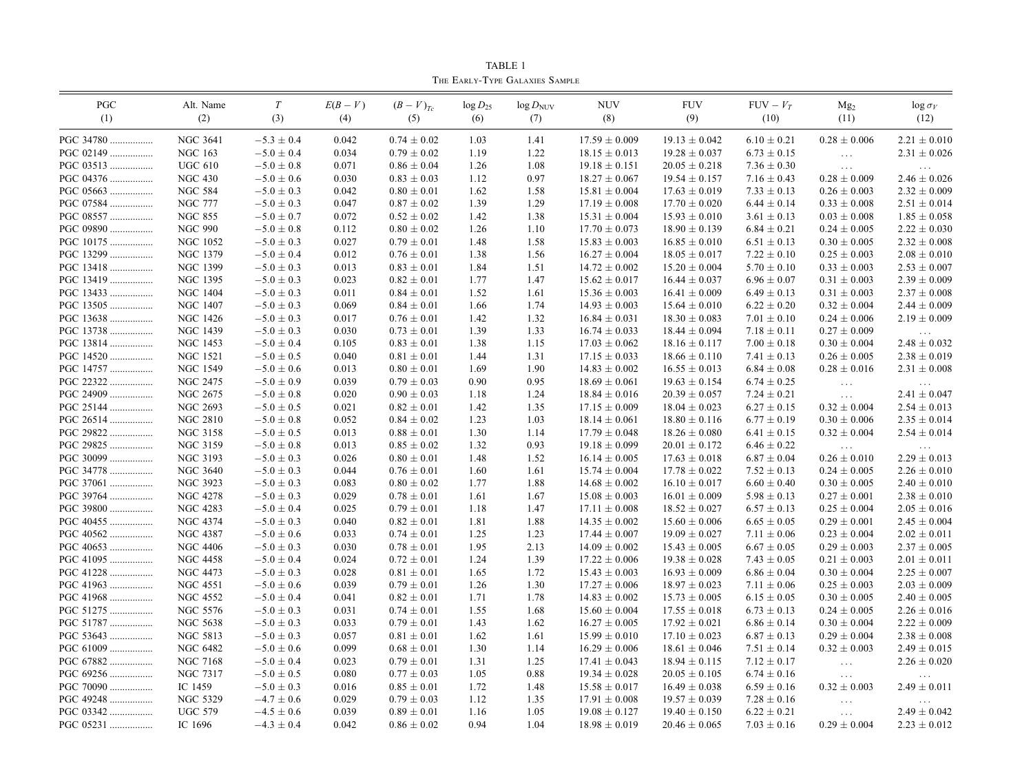TABLE 1

The Early-Type Galaxies Sample

| PGC (1) | Alt. Name (2) | $T$ (3) | $E(B-V)$ (4) | $(B-V)_{T_c}$ (5) | $\log D_{25}$ (6) | $\log D_{\rm NUV}$ (7) | NUV (8) | FUV (9) | FUV $-$ $V_T$ (10) | $\rm Mg_2$ (11) | $\log \sigma_V$ (12) |
|---|---|---|---|---|---|---|---|---|---|---|---|
| PGC 34780 ................ | NGC 3641 | $-5.3 \pm 0.4$ | 0.042 | $0.74 \pm 0.02$ | 1.03 | 1.41 | $17.59 \pm 0.009$ | $19.13 \pm 0.042$ | $6.10 \pm 0.21$ | $0.28 \pm 0.006$ | $2.21 \pm 0.010$ |
| PGC 02149 ................ | NGC 163 | $-5.0 \pm 0.4$ | 0.034 | $0.79 \pm 0.02$ | 1.19 | 1.22 | $18.15 \pm 0.013$ | $19.28 \pm 0.037$ | $6.73 \pm 0.15$ | ... | $2.31 \pm 0.026$ |
| PGC 03513 ................ | UGC 610 | $-5.0 \pm 0.8$ | 0.071 | $0.86 \pm 0.04$ | 1.26 | 1.08 | $19.18 \pm 0.151$ | $20.05 \pm 0.218$ | $7.36 \pm 0.30$ | ... | ... |
| PGC 04376 ................ | NGC 430 | $-5.0 \pm 0.6$ | 0.030 | $0.83 \pm 0.03$ | 1.12 | 0.97 | $18.27 \pm 0.067$ | $19.54 \pm 0.157$ | $7.16 \pm 0.43$ | $0.28 \pm 0.009$ | $2.46 \pm 0.026$ |
| PGC 05663 ................ | NGC 584 | $-5.0 \pm 0.3$ | 0.042 | $0.80 \pm 0.01$ | 1.62 | 1.58 | $15.81 \pm 0.004$ | $17.63 \pm 0.019$ | $7.33 \pm 0.13$ | $0.26 \pm 0.003$ | $2.32 \pm 0.009$ |
| PGC 07584 ................ | NGC 777 | $-5.0 \pm 0.3$ | 0.047 | $0.87 \pm 0.02$ | 1.39 | 1.29 | $17.19 \pm 0.008$ | $17.70 \pm 0.020$ | $6.44 \pm 0.14$ | $0.33 \pm 0.008$ | $2.51 \pm 0.014$ |
| PGC 08557 ................ | NGC 855 | $-5.0 \pm 0.7$ | 0.072 | $0.52 \pm 0.02$ | 1.42 | 1.38 | $15.31 \pm 0.004$ | $15.93 \pm 0.010$ | $3.61 \pm 0.13$ | $0.03 \pm 0.008$ | $1.85 \pm 0.058$ |
| PGC 09890 ................ | NGC 990 | $-5.0 \pm 0.8$ | 0.112 | $0.80 \pm 0.02$ | 1.26 | 1.10 | $17.70 \pm 0.073$ | $18.90 \pm 0.139$ | $6.84 \pm 0.21$ | $0.24 \pm 0.005$ | $2.22 \pm 0.030$ |
| PGC 10175 ................ | NGC 1052 | $-5.0 \pm 0.3$ | 0.027 | $0.79 \pm 0.01$ | 1.48 | 1.58 | $15.83 \pm 0.003$ | $16.85 \pm 0.010$ | $6.51 \pm 0.13$ | $0.30 \pm 0.005$ | $2.32 \pm 0.008$ |
| PGC 13299 ................ | NGC 1379 | $-5.0 \pm 0.4$ | 0.012 | $0.76 \pm 0.01$ | 1.38 | 1.56 | $16.27 \pm 0.004$ | $18.05 \pm 0.017$ | $7.22 \pm 0.10$ | $0.25 \pm 0.003$ | $2.08 \pm 0.010$ |
| PGC 13418 ................ | NGC 1399 | $-5.0 \pm 0.3$ | 0.013 | $0.83 \pm 0.01$ | 1.84 | 1.51 | $14.72 \pm 0.002$ | $15.20 \pm 0.004$ | $5.70 \pm 0.10$ | $0.33 \pm 0.003$ | $2.53 \pm 0.007$ |
| PGC 13419 ................ | NGC 1395 | $-5.0 \pm 0.3$ | 0.023 | $0.82 \pm 0.01$ | 1.77 | 1.47 | $15.62 \pm 0.017$ | $16.44 \pm 0.037$ | $6.96 \pm 0.07$ | $0.31 \pm 0.003$ | $2.39 \pm 0.009$ |
| PGC 13433 ................ | NGC 1404 | $-5.0 \pm 0.3$ | 0.011 | $0.84 \pm 0.01$ | 1.52 | 1.61 | $15.36 \pm 0.003$ | $16.41 \pm 0.009$ | $6.49 \pm 0.13$ | $0.31 \pm 0.003$ | $2.37 \pm 0.008$ |
| PGC 13505 ................ | NGC 1407 | $-5.0 \pm 0.3$ | 0.069 | $0.84 \pm 0.01$ | 1.66 | 1.74 | $14.93 \pm 0.003$ | $15.64 \pm 0.010$ | $6.22 \pm 0.20$ | $0.32 \pm 0.004$ | $2.44 \pm 0.009$ |
| PGC 13638 ................ | NGC 1426 | $-5.0 \pm 0.3$ | 0.017 | $0.76 \pm 0.01$ | 1.42 | 1.32 | $16.84 \pm 0.031$ | $18.30 \pm 0.083$ | $7.01 \pm 0.10$ | $0.24 \pm 0.006$ | $2.19 \pm 0.009$ |
| PGC 13738 ................ | NGC 1439 | $-5.0 \pm 0.3$ | 0.030 | $0.73 \pm 0.01$ | 1.39 | 1.33 | $16.74 \pm 0.033$ | $18.44 \pm 0.094$ | $7.18 \pm 0.11$ | $0.27 \pm 0.009$ | ... |
| PGC 13814 ................ | NGC 1453 | $-5.0 \pm 0.4$ | 0.105 | $0.83 \pm 0.01$ | 1.38 | 1.15 | $17.03 \pm 0.062$ | $18.16 \pm 0.117$ | $7.00 \pm 0.18$ | $0.30 \pm 0.004$ | $2.48 \pm 0.032$ |
| PGC 14520 ................ | NGC 1521 | $-5.0 \pm 0.5$ | 0.040 | $0.81 \pm 0.01$ | 1.44 | 1.31 | $17.15 \pm 0.033$ | $18.66 \pm 0.110$ | $7.41 \pm 0.13$ | $0.26 \pm 0.005$ | $2.38 \pm 0.019$ |
| PGC 14757 ................ | NGC 1549 | $-5.0 \pm 0.6$ | 0.013 | $0.80 \pm 0.01$ | 1.69 | 1.90 | $14.83 \pm 0.002$ | $16.55 \pm 0.013$ | $6.84 \pm 0.08$ | $0.28 \pm 0.016$ | $2.31 \pm 0.008$ |
| PGC 22322 ................ | NGC 2475 | $-5.0 \pm 0.9$ | 0.039 | $0.79 \pm 0.03$ | 0.90 | 0.95 | $18.69 \pm 0.061$ | $19.63 \pm 0.154$ | $6.74 \pm 0.25$ | ... | ... |
| PGC 24909 ................ | NGC 2675 | $-5.0 \pm 0.8$ | 0.020 | $0.90 \pm 0.03$ | 1.18 | 1.24 | $18.84 \pm 0.016$ | $20.39 \pm 0.057$ | $7.24 \pm 0.21$ | ... | $2.41 \pm 0.047$ |
| PGC 25144 ................ | NGC 2693 | $-5.0 \pm 0.5$ | 0.021 | $0.82 \pm 0.01$ | 1.42 | 1.35 | $17.15 \pm 0.009$ | $18.04 \pm 0.023$ | $6.27 \pm 0.15$ | $0.32 \pm 0.004$ | $2.54 \pm 0.013$ |
| PGC 26514 ................ | NGC 2810 | $-5.0 \pm 0.8$ | 0.052 | $0.84 \pm 0.02$ | 1.23 | 1.03 | $18.14 \pm 0.061$ | $18.80 \pm 0.116$ | $6.77 \pm 0.19$ | $0.30 \pm 0.006$ | $2.35 \pm 0.014$ |
| PGC 29822 ................ | NGC 3158 | $-5.0 \pm 0.5$ | 0.013 | $0.88 \pm 0.01$ | 1.30 | 1.14 | $17.79 \pm 0.048$ | $18.26 \pm 0.080$ | $6.41 \pm 0.15$ | $0.32 \pm 0.004$ | $2.54 \pm 0.014$ |
| PGC 29825 ................ | NGC 3159 | $-5.0 \pm 0.8$ | 0.013 | $0.85 \pm 0.02$ | 1.32 | 0.93 | $19.18 \pm 0.099$ | $20.01 \pm 0.172$ | $6.46 \pm 0.22$ | ... | ... |
| PGC 30099 ................ | NGC 3193 | $-5.0 \pm 0.3$ | 0.026 | $0.80 \pm 0.01$ | 1.48 | 1.52 | $16.14 \pm 0.005$ | $17.63 \pm 0.018$ | $6.87 \pm 0.04$ | $0.26 \pm 0.010$ | $2.29 \pm 0.013$ |
| PGC 34778 ................ | NGC 3640 | $-5.0 \pm 0.3$ | 0.044 | $0.76 \pm 0.01$ | 1.60 | 1.61 | $15.74 \pm 0.004$ | $17.78 \pm 0.022$ | $7.52 \pm 0.13$ | $0.24 \pm 0.005$ | $2.26 \pm 0.010$ |
| PGC 37061 ................ | NGC 3923 | $-5.0 \pm 0.3$ | 0.083 | $0.80 \pm 0.02$ | 1.77 | 1.88 | $14.68 \pm 0.002$ | $16.10 \pm 0.017$ | $6.60 \pm 0.40$ | $0.30 \pm 0.005$ | $2.40 \pm 0.010$ |
| PGC 39764 ................ | NGC 4278 | $-5.0 \pm 0.3$ | 0.029 | $0.78 \pm 0.01$ | 1.61 | 1.67 | $15.08 \pm 0.003$ | $16.01 \pm 0.009$ | $5.98 \pm 0.13$ | $0.27 \pm 0.001$ | $2.38 \pm 0.010$ |
| PGC 39800 ................ | NGC 4283 | $-5.0 \pm 0.4$ | 0.025 | $0.79 \pm 0.01$ | 1.18 | 1.47 | $17.11 \pm 0.008$ | $18.52 \pm 0.027$ | $6.57 \pm 0.13$ | $0.25 \pm 0.004$ | $2.05 \pm 0.016$ |
| PGC 40455 ................ | NGC 4374 | $-5.0 \pm 0.3$ | 0.040 | $0.82 \pm 0.01$ | 1.81 | 1.88 | $14.35 \pm 0.002$ | $15.60 \pm 0.006$ | $6.65 \pm 0.05$ | $0.29 \pm 0.001$ | $2.45 \pm 0.004$ |
| PGC 40562 ................ | NGC 4387 | $-5.0 \pm 0.6$ | 0.033 | $0.74 \pm 0.01$ | 1.25 | 1.23 | $17.44 \pm 0.007$ | $19.09 \pm 0.027$ | $7.11 \pm 0.06$ | $0.23 \pm 0.004$ | $2.02 \pm 0.011$ |
| PGC 40653 ................ | NGC 4406 | $-5.0 \pm 0.3$ | 0.030 | $0.78 \pm 0.01$ | 1.95 | 2.13 | $14.09 \pm 0.002$ | $15.43 \pm 0.005$ | $6.67 \pm 0.05$ | $0.29 \pm 0.003$ | $2.37 \pm 0.005$ |
| PGC 41095 ................ | NGC 4458 | $-5.0 \pm 0.4$ | 0.024 | $0.72 \pm 0.01$ | 1.24 | 1.39 | $17.22 \pm 0.006$ | $19.38 \pm 0.028$ | $7.43 \pm 0.05$ | $0.21 \pm 0.003$ | $2.01 \pm 0.011$ |
| PGC 41228 ................ | NGC 4473 | $-5.0 \pm 0.3$ | 0.028 | $0.81 \pm 0.01$ | 1.65 | 1.72 | $15.43 \pm 0.003$ | $16.93 \pm 0.009$ | $6.86 \pm 0.04$ | $0.30 \pm 0.004$ | $2.25 \pm 0.007$ |
| PGC 41963 ................ | NGC 4551 | $-5.0 \pm 0.6$ | 0.039 | $0.79 \pm 0.01$ | 1.26 | 1.30 | $17.27 \pm 0.006$ | $18.97 \pm 0.023$ | $7.11 \pm 0.06$ | $0.25 \pm 0.003$ | $2.03 \pm 0.009$ |
| PGC 41968 ................ | NGC 4552 | $-5.0 \pm 0.4$ | 0.041 | $0.82 \pm 0.01$ | 1.71 | 1.78 | $14.83 \pm 0.002$ | $15.73 \pm 0.005$ | $6.15 \pm 0.05$ | $0.30 \pm 0.005$ | $2.40 \pm 0.005$ |
| PGC 51275 ................ | NGC 5576 | $-5.0 \pm 0.3$ | 0.031 | $0.74 \pm 0.01$ | 1.55 | 1.68 | $15.60 \pm 0.004$ | $17.55 \pm 0.018$ | $6.73 \pm 0.13$ | $0.24 \pm 0.005$ | $2.26 \pm 0.016$ |
| PGC 51787 ................ | NGC 5638 | $-5.0 \pm 0.3$ | 0.033 | $0.79 \pm 0.01$ | 1.43 | 1.62 | $16.27 \pm 0.005$ | $17.92 \pm 0.021$ | $6.86 \pm 0.14$ | $0.30 \pm 0.004$ | $2.22 \pm 0.009$ |
| PGC 53643 ................ | NGC 5813 | $-5.0 \pm 0.3$ | 0.057 | $0.81 \pm 0.01$ | 1.62 | 1.61 | $15.99 \pm 0.010$ | $17.10 \pm 0.023$ | $6.87 \pm 0.13$ | $0.29 \pm 0.004$ | $2.38 \pm 0.008$ |
| PGC 61009 ................ | NGC 6482 | $-5.0 \pm 0.6$ | 0.099 | $0.68 \pm 0.01$ | 1.30 | 1.14 | $16.29 \pm 0.006$ | $18.61 \pm 0.046$ | $7.51 \pm 0.14$ | $0.32 \pm 0.003$ | $2.49 \pm 0.015$ |
| PGC 67782 ................ | NGC 7168 | $-5.0 \pm 0.4$ | 0.023 | $0.79 \pm 0.01$ | 1.31 | 1.25 | $17.41 \pm 0.043$ | $18.94 \pm 0.115$ | $7.12 \pm 0.17$ | ... | $2.26 \pm 0.020$ |
| PGC 69256 ................ | NGC 7317 | $-5.0 \pm 0.5$ | 0.080 | $0.77 \pm 0.03$ | 1.05 | 0.88 | $19.34 \pm 0.028$ | $20.05 \pm 0.105$ | $6.74 \pm 0.16$ | ... | ... |
| PGC 70090 ................ | IC 1459 | $-5.0 \pm 0.3$ | 0.016 | $0.85 \pm 0.01$ | 1.72 | 1.48 | $15.58 \pm 0.017$ | $16.49 \pm 0.038$ | $6.59 \pm 0.16$ | $0.32 \pm 0.003$ | $2.49 \pm 0.011$ |
| PGC 49248 ................ | NGC 5329 | $-4.7 \pm 0.6$ | 0.029 | $0.79 \pm 0.03$ | 1.12 | 1.35 | $17.91 \pm 0.008$ | $19.57 \pm 0.039$ | $7.28 \pm 0.16$ | ... | ... |
| PGC 03342 ................ | UGC 579 | $-4.5 \pm 0.6$ | 0.039 | $0.89 \pm 0.01$ | 1.16 | 1.05 | $19.08 \pm 0.127$ | $19.40 \pm 0.150$ | $6.22 \pm 0.21$ | ... | $2.49 \pm 0.042$ |
| PGC 05231 ................ | IC 1696 | $-4.3 \pm 0.4$ | 0.042 | $0.86 \pm 0.02$ | 0.94 | 1.04 | $18.98 \pm 0.019$ | $20.46 \pm 0.065$ | $7.03 \pm 0.16$ | $0.29 \pm 0.004$ | $2.23 \pm 0.012$ |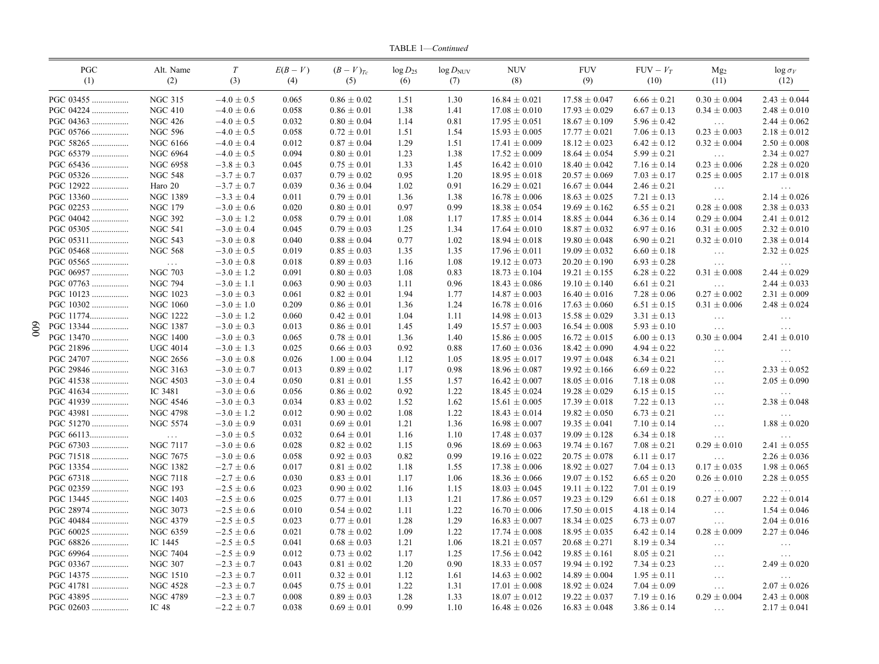TABLE 1—*Continued*

| PGC (1) | Alt. Name (2) | $T$ (3) | $E(B-V)$ (4) | $(B-V)_{Tc}$ (5) | $\log D_{25}$ (6) | $\log D_{\rm NUV}$ (7) | NUV (8) | FUV (9) | FUV − $V_T$ (10) | $\rm Mg_2$ (11) | $\log \sigma_V$ (12) |
|---|---|---|---|---|---|---|---|---|---|---|---|
| PGC 03455 | NGC 315 | −4.0 ± 0.5 | 0.065 | 0.86 ± 0.02 | 1.51 | 1.30 | 16.84 ± 0.021 | 17.58 ± 0.047 | 6.66 ± 0.21 | 0.30 ± 0.004 | 2.43 ± 0.044 |
| PGC 04224 | NGC 410 | −4.0 ± 0.6 | 0.058 | 0.86 ± 0.01 | 1.38 | 1.41 | 17.08 ± 0.010 | 17.93 ± 0.029 | 6.67 ± 0.13 | 0.34 ± 0.003 | 2.48 ± 0.010 |
| PGC 04363 | NGC 426 | −4.0 ± 0.5 | 0.032 | 0.80 ± 0.04 | 1.14 | 0.81 | 17.95 ± 0.051 | 18.67 ± 0.109 | 5.96 ± 0.42 | ... | 2.44 ± 0.062 |
| PGC 05766 | NGC 596 | −4.0 ± 0.5 | 0.058 | 0.72 ± 0.01 | 1.51 | 1.54 | 15.93 ± 0.005 | 17.77 ± 0.021 | 7.06 ± 0.13 | 0.23 ± 0.003 | 2.18 ± 0.012 |
| PGC 58265 | NGC 6166 | −4.0 ± 0.4 | 0.012 | 0.87 ± 0.04 | 1.29 | 1.51 | 17.41 ± 0.009 | 18.12 ± 0.023 | 6.42 ± 0.12 | 0.32 ± 0.004 | 2.50 ± 0.008 |
| PGC 65379 | NGC 6964 | −4.0 ± 0.5 | 0.094 | 0.80 ± 0.01 | 1.23 | 1.38 | 17.52 ± 0.009 | 18.64 ± 0.054 | 5.99 ± 0.21 | ... | 2.34 ± 0.027 |
| PGC 65436 | NGC 6958 | −3.8 ± 0.3 | 0.045 | 0.75 ± 0.01 | 1.33 | 1.45 | 16.42 ± 0.010 | 18.40 ± 0.042 | 7.16 ± 0.14 | 0.23 ± 0.006 | 2.28 ± 0.020 |
| PGC 05326 | NGC 548 | −3.7 ± 0.7 | 0.037 | 0.79 ± 0.02 | 0.95 | 1.20 | 18.95 ± 0.018 | 20.57 ± 0.069 | 7.03 ± 0.17 | 0.25 ± 0.005 | 2.17 ± 0.018 |
| PGC 12922 | Haro 20 | −3.7 ± 0.7 | 0.039 | 0.36 ± 0.04 | 1.02 | 0.91 | 16.29 ± 0.021 | 16.67 ± 0.044 | 2.46 ± 0.21 | ... | ... |
| PGC 13360 | NGC 1389 | −3.3 ± 0.4 | 0.011 | 0.79 ± 0.01 | 1.36 | 1.38 | 16.78 ± 0.006 | 18.63 ± 0.025 | 7.21 ± 0.13 | ... | 2.14 ± 0.026 |
| PGC 02253 | NGC 179 | −3.0 ± 0.6 | 0.020 | 0.80 ± 0.01 | 0.97 | 0.99 | 18.38 ± 0.054 | 19.69 ± 0.162 | 6.55 ± 0.21 | 0.28 ± 0.008 | 2.38 ± 0.033 |
| PGC 04042 | NGC 392 | −3.0 ± 1.2 | 0.058 | 0.79 ± 0.01 | 1.08 | 1.17 | 17.85 ± 0.014 | 18.85 ± 0.044 | 6.36 ± 0.14 | 0.29 ± 0.004 | 2.41 ± 0.012 |
| PGC 05305 | NGC 541 | −3.0 ± 0.4 | 0.045 | 0.79 ± 0.03 | 1.25 | 1.34 | 17.64 ± 0.010 | 18.87 ± 0.032 | 6.97 ± 0.16 | 0.31 ± 0.005 | 2.32 ± 0.010 |
| PGC 05311 | NGC 543 | −3.0 ± 0.8 | 0.040 | 0.88 ± 0.04 | 0.77 | 1.02 | 18.94 ± 0.018 | 19.80 ± 0.048 | 6.90 ± 0.21 | 0.32 ± 0.010 | 2.38 ± 0.014 |
| PGC 05468 | NGC 568 | −3.0 ± 0.5 | 0.019 | 0.85 ± 0.03 | 1.35 | 1.35 | 17.96 ± 0.011 | 19.09 ± 0.032 | 6.60 ± 0.18 | ... | 2.32 ± 0.025 |
| PGC 05565 | ... | −3.0 ± 0.8 | 0.018 | 0.89 ± 0.03 | 1.16 | 1.08 | 19.12 ± 0.073 | 20.20 ± 0.190 | 6.93 ± 0.28 | ... | ... |
| PGC 06957 | NGC 703 | −3.0 ± 1.2 | 0.091 | 0.80 ± 0.03 | 1.08 | 0.83 | 18.73 ± 0.104 | 19.21 ± 0.155 | 6.28 ± 0.22 | 0.31 ± 0.008 | 2.44 ± 0.029 |
| PGC 07763 | NGC 794 | −3.0 ± 1.1 | 0.063 | 0.90 ± 0.03 | 1.11 | 0.96 | 18.43 ± 0.086 | 19.10 ± 0.140 | 6.61 ± 0.21 | ... | 2.44 ± 0.033 |
| PGC 10123 | NGC 1023 | −3.0 ± 0.3 | 0.061 | 0.82 ± 0.01 | 1.94 | 1.77 | 14.87 ± 0.003 | 16.40 ± 0.016 | 7.28 ± 0.06 | 0.27 ± 0.002 | 2.31 ± 0.009 |
| PGC 10302 | NGC 1060 | −3.0 ± 1.0 | 0.209 | 0.86 ± 0.01 | 1.36 | 1.24 | 16.78 ± 0.016 | 17.63 ± 0.060 | 6.51 ± 0.15 | 0.31 ± 0.006 | 2.48 ± 0.024 |
| PGC 11774 | NGC 1222 | −3.0 ± 1.2 | 0.060 | 0.42 ± 0.01 | 1.04 | 1.11 | 14.98 ± 0.013 | 15.58 ± 0.029 | 3.31 ± 0.13 | ... | ... |
| PGC 13344 | NGC 1387 | −3.0 ± 0.3 | 0.013 | 0.86 ± 0.01 | 1.45 | 1.49 | 15.57 ± 0.003 | 16.54 ± 0.008 | 5.93 ± 0.10 | ... | ... |
| PGC 13470 | NGC 1400 | −3.0 ± 0.3 | 0.065 | 0.78 ± 0.01 | 1.36 | 1.40 | 15.86 ± 0.005 | 16.72 ± 0.015 | 6.00 ± 0.13 | 0.30 ± 0.004 | 2.41 ± 0.010 |
| PGC 21896 | UGC 4014 | −3.0 ± 1.3 | 0.025 | 0.66 ± 0.03 | 0.92 | 0.88 | 17.60 ± 0.036 | 18.42 ± 0.090 | 4.94 ± 0.22 | ... | ... |
| PGC 24707 | NGC 2656 | −3.0 ± 0.8 | 0.026 | 1.00 ± 0.04 | 1.12 | 1.05 | 18.95 ± 0.017 | 19.97 ± 0.048 | 6.34 ± 0.21 | ... | ... |
| PGC 29846 | NGC 3163 | −3.0 ± 0.7 | 0.013 | 0.89 ± 0.02 | 1.17 | 0.98 | 18.96 ± 0.087 | 19.92 ± 0.166 | 6.69 ± 0.22 | ... | 2.33 ± 0.052 |
| PGC 41538 | NGC 4503 | −3.0 ± 0.4 | 0.050 | 0.81 ± 0.01 | 1.55 | 1.57 | 16.42 ± 0.007 | 18.05 ± 0.016 | 7.18 ± 0.08 | ... | 2.05 ± 0.090 |
| PGC 41634 | IC 3481 | −3.0 ± 0.6 | 0.056 | 0.86 ± 0.02 | 0.92 | 1.22 | 18.45 ± 0.024 | 19.28 ± 0.029 | 6.15 ± 0.15 | ... | ... |
| PGC 41939 | NGC 4546 | −3.0 ± 0.3 | 0.034 | 0.83 ± 0.02 | 1.52 | 1.62 | 15.61 ± 0.005 | 17.39 ± 0.018 | 7.22 ± 0.13 | ... | 2.38 ± 0.048 |
| PGC 43981 | NGC 4798 | −3.0 ± 1.2 | 0.012 | 0.90 ± 0.02 | 1.08 | 1.22 | 18.43 ± 0.014 | 19.82 ± 0.050 | 6.73 ± 0.21 | ... | ... |
| PGC 51270 | NGC 5574 | −3.0 ± 0.9 | 0.031 | 0.69 ± 0.01 | 1.21 | 1.36 | 16.98 ± 0.007 | 19.35 ± 0.041 | 7.10 ± 0.14 | ... | 1.88 ± 0.020 |
| PGC 66113 | ... | −3.0 ± 0.5 | 0.032 | 0.64 ± 0.01 | 1.16 | 1.10 | 17.48 ± 0.037 | 19.09 ± 0.128 | 6.34 ± 0.18 | ... | ... |
| PGC 67303 | NGC 7117 | −3.0 ± 0.6 | 0.028 | 0.82 ± 0.02 | 1.15 | 0.96 | 18.69 ± 0.063 | 19.74 ± 0.167 | 7.08 ± 0.21 | 0.29 ± 0.010 | 2.41 ± 0.055 |
| PGC 71518 | NGC 7675 | −3.0 ± 0.6 | 0.058 | 0.92 ± 0.03 | 0.82 | 0.99 | 19.16 ± 0.022 | 20.75 ± 0.078 | 6.11 ± 0.17 | ... | 2.26 ± 0.036 |
| PGC 13354 | NGC 1382 | −2.7 ± 0.6 | 0.017 | 0.81 ± 0.02 | 1.18 | 1.55 | 17.38 ± 0.006 | 18.92 ± 0.027 | 7.04 ± 0.13 | 0.17 ± 0.035 | 1.98 ± 0.065 |
| PGC 67318 | NGC 7118 | −2.7 ± 0.6 | 0.030 | 0.83 ± 0.01 | 1.17 | 1.06 | 18.36 ± 0.066 | 19.07 ± 0.152 | 6.65 ± 0.20 | 0.26 ± 0.010 | 2.28 ± 0.055 |
| PGC 02359 | NGC 193 | −2.5 ± 0.6 | 0.023 | 0.90 ± 0.02 | 1.16 | 1.15 | 18.03 ± 0.045 | 19.11 ± 0.122 | 7.01 ± 0.19 | ... | ... |
| PGC 13445 | NGC 1403 | −2.5 ± 0.6 | 0.025 | 0.77 ± 0.01 | 1.13 | 1.21 | 17.86 ± 0.057 | 19.23 ± 0.129 | 6.61 ± 0.18 | 0.27 ± 0.007 | 2.22 ± 0.014 |
| PGC 28974 | NGC 3073 | −2.5 ± 0.6 | 0.010 | 0.54 ± 0.02 | 1.11 | 1.22 | 16.70 ± 0.006 | 17.50 ± 0.015 | 4.18 ± 0.14 | ... | 1.54 ± 0.046 |
| PGC 40484 | NGC 4379 | −2.5 ± 0.5 | 0.023 | 0.77 ± 0.01 | 1.28 | 1.29 | 16.83 ± 0.007 | 18.34 ± 0.025 | 6.73 ± 0.07 | ... | 2.04 ± 0.016 |
| PGC 60025 | NGC 6359 | −2.5 ± 0.6 | 0.021 | 0.78 ± 0.02 | 1.09 | 1.22 | 17.74 ± 0.008 | 18.95 ± 0.035 | 6.42 ± 0.14 | 0.28 ± 0.009 | 2.27 ± 0.046 |
| PGC 68826 | IC 1445 | −2.5 ± 0.5 | 0.041 | 0.68 ± 0.03 | 1.21 | 1.06 | 18.21 ± 0.057 | 20.68 ± 0.271 | 8.19 ± 0.34 | ... | ... |
| PGC 69964 | NGC 7404 | −2.5 ± 0.9 | 0.012 | 0.73 ± 0.02 | 1.17 | 1.25 | 17.56 ± 0.042 | 19.85 ± 0.161 | 8.05 ± 0.21 | ... | ... |
| PGC 03367 | NGC 307 | −2.3 ± 0.7 | 0.043 | 0.81 ± 0.02 | 1.20 | 0.90 | 18.33 ± 0.057 | 19.94 ± 0.192 | 7.34 ± 0.23 | ... | 2.49 ± 0.020 |
| PGC 14375 | NGC 1510 | −2.3 ± 0.7 | 0.011 | 0.32 ± 0.01 | 1.12 | 1.61 | 14.63 ± 0.002 | 14.89 ± 0.004 | 1.95 ± 0.11 | ... | ... |
| PGC 41781 | NGC 4528 | −2.3 ± 0.7 | 0.045 | 0.75 ± 0.01 | 1.22 | 1.31 | 17.01 ± 0.008 | 18.92 ± 0.024 | 7.04 ± 0.09 | ... | 2.07 ± 0.026 |
| PGC 43895 | NGC 4789 | −2.3 ± 0.7 | 0.008 | 0.89 ± 0.03 | 1.28 | 1.33 | 18.07 ± 0.012 | 19.22 ± 0.037 | 7.19 ± 0.16 | 0.29 ± 0.004 | 2.43 ± 0.008 |
| PGC 02603 | IC 48 | −2.2 ± 0.7 | 0.038 | 0.69 ± 0.01 | 0.99 | 1.10 | 16.48 ± 0.026 | 16.83 ± 0.048 | 3.86 ± 0.14 | ... | 2.17 ± 0.041 |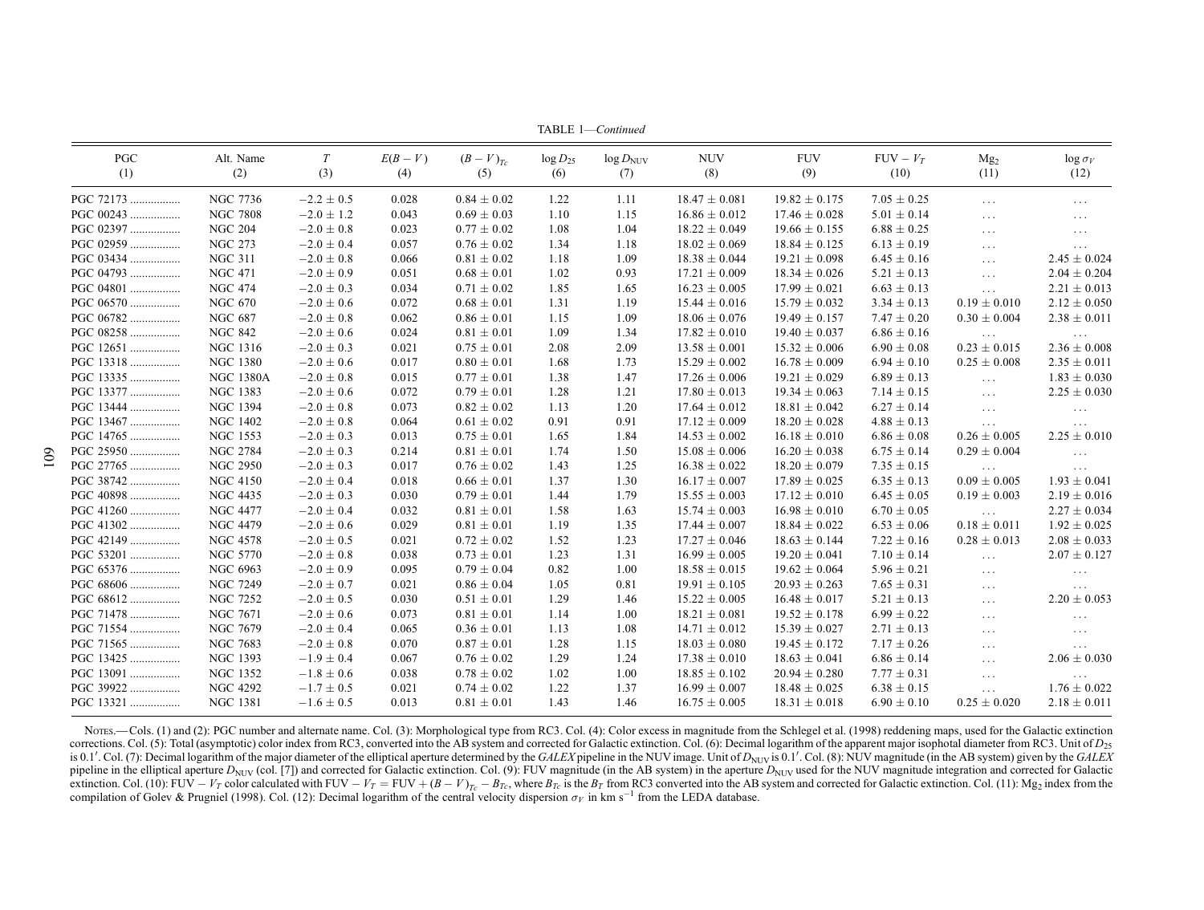TABLE 1—*Continued*

| PGC (1) | Alt. Name (2) | $T$ (3) | $E(B-V)$ (4) | $(B-V)_{Tc}$ (5) | $\log D_{25}$ (6) | $\log D_{\rm NUV}$ (7) | NUV (8) | FUV (9) | FUV $-$ $V_T$ (10) | $\rm Mg_2$ (11) | $\log \sigma_V$ (12) |
|---|---|---|---|---|---|---|---|---|---|---|---|
| PGC 72173 | NGC 7736 | $-2.2 \pm 0.5$ | 0.028 | $0.84 \pm 0.02$ | 1.22 | 1.11 | $18.47 \pm 0.081$ | $19.82 \pm 0.175$ | $7.05 \pm 0.25$ | ... | ... |
| PGC 00243 | NGC 7808 | $-2.0 \pm 1.2$ | 0.043 | $0.69 \pm 0.03$ | 1.10 | 1.15 | $16.86 \pm 0.012$ | $17.46 \pm 0.028$ | $5.01 \pm 0.14$ | ... | ... |
| PGC 02397 | NGC 204 | $-2.0 \pm 0.8$ | 0.023 | $0.77 \pm 0.02$ | 1.08 | 1.04 | $18.22 \pm 0.049$ | $19.66 \pm 0.155$ | $6.88 \pm 0.25$ | ... | ... |
| PGC 02959 | NGC 273 | $-2.0 \pm 0.4$ | 0.057 | $0.76 \pm 0.02$ | 1.34 | 1.18 | $18.02 \pm 0.069$ | $18.84 \pm 0.125$ | $6.13 \pm 0.19$ | ... | ... |
| PGC 03434 | NGC 311 | $-2.0 \pm 0.8$ | 0.066 | $0.81 \pm 0.02$ | 1.18 | 1.09 | $18.38 \pm 0.044$ | $19.21 \pm 0.098$ | $6.45 \pm 0.16$ | ... | $2.45 \pm 0.024$ |
| PGC 04793 | NGC 471 | $-2.0 \pm 0.9$ | 0.051 | $0.68 \pm 0.01$ | 1.02 | 0.93 | $17.21 \pm 0.009$ | $18.34 \pm 0.026$ | $5.21 \pm 0.13$ | ... | $2.04 \pm 0.204$ |
| PGC 04801 | NGC 474 | $-2.0 \pm 0.3$ | 0.034 | $0.71 \pm 0.02$ | 1.85 | 1.65 | $16.23 \pm 0.005$ | $17.99 \pm 0.021$ | $6.63 \pm 0.13$ | ... | $2.21 \pm 0.013$ |
| PGC 06570 | NGC 670 | $-2.0 \pm 0.6$ | 0.072 | $0.68 \pm 0.01$ | 1.31 | 1.19 | $15.44 \pm 0.016$ | $15.79 \pm 0.032$ | $3.34 \pm 0.13$ | $0.19 \pm 0.010$ | $2.12 \pm 0.050$ |
| PGC 06782 | NGC 687 | $-2.0 \pm 0.8$ | 0.062 | $0.86 \pm 0.01$ | 1.15 | 1.09 | $18.06 \pm 0.076$ | $19.49 \pm 0.157$ | $7.47 \pm 0.20$ | $0.30 \pm 0.004$ | $2.38 \pm 0.011$ |
| PGC 08258 | NGC 842 | $-2.0 \pm 0.6$ | 0.024 | $0.81 \pm 0.01$ | 1.09 | 1.34 | $17.82 \pm 0.010$ | $19.40 \pm 0.037$ | $6.86 \pm 0.16$ | ... | ... |
| PGC 12651 | NGC 1316 | $-2.0 \pm 0.3$ | 0.021 | $0.75 \pm 0.01$ | 2.08 | 2.09 | $13.58 \pm 0.001$ | $15.32 \pm 0.006$ | $6.90 \pm 0.08$ | $0.23 \pm 0.015$ | $2.36 \pm 0.008$ |
| PGC 13318 | NGC 1380 | $-2.0 \pm 0.6$ | 0.017 | $0.80 \pm 0.01$ | 1.68 | 1.73 | $15.29 \pm 0.002$ | $16.78 \pm 0.009$ | $6.94 \pm 0.10$ | $0.25 \pm 0.008$ | $2.35 \pm 0.011$ |
| PGC 13335 | NGC 1380A | $-2.0 \pm 0.8$ | 0.015 | $0.77 \pm 0.01$ | 1.38 | 1.47 | $17.26 \pm 0.006$ | $19.21 \pm 0.029$ | $6.89 \pm 0.13$ | ... | $1.83 \pm 0.030$ |
| PGC 13377 | NGC 1383 | $-2.0 \pm 0.6$ | 0.072 | $0.79 \pm 0.01$ | 1.28 | 1.21 | $17.80 \pm 0.013$ | $19.34 \pm 0.063$ | $7.14 \pm 0.15$ | ... | $2.25 \pm 0.030$ |
| PGC 13444 | NGC 1394 | $-2.0 \pm 0.8$ | 0.073 | $0.82 \pm 0.02$ | 1.13 | 1.20 | $17.64 \pm 0.012$ | $18.81 \pm 0.042$ | $6.27 \pm 0.14$ | ... | ... |
| PGC 13467 | NGC 1402 | $-2.0 \pm 0.8$ | 0.064 | $0.61 \pm 0.02$ | 0.91 | 0.91 | $17.12 \pm 0.009$ | $18.20 \pm 0.028$ | $4.88 \pm 0.13$ | ... | ... |
| PGC 14765 | NGC 1553 | $-2.0 \pm 0.3$ | 0.013 | $0.75 \pm 0.01$ | 1.65 | 1.84 | $14.53 \pm 0.002$ | $16.18 \pm 0.010$ | $6.86 \pm 0.08$ | $0.26 \pm 0.005$ | $2.25 \pm 0.010$ |
| PGC 25950 | NGC 2784 | $-2.0 \pm 0.3$ | 0.214 | $0.81 \pm 0.01$ | 1.74 | 1.50 | $15.08 \pm 0.006$ | $16.20 \pm 0.038$ | $6.75 \pm 0.14$ | $0.29 \pm 0.004$ | ... |
| PGC 27765 | NGC 2950 | $-2.0 \pm 0.3$ | 0.017 | $0.76 \pm 0.02$ | 1.43 | 1.25 | $16.38 \pm 0.022$ | $18.20 \pm 0.079$ | $7.35 \pm 0.15$ | ... | ... |
| PGC 38742 | NGC 4150 | $-2.0 \pm 0.4$ | 0.018 | $0.66 \pm 0.01$ | 1.37 | 1.30 | $16.17 \pm 0.007$ | $17.89 \pm 0.025$ | $6.35 \pm 0.13$ | $0.09 \pm 0.005$ | $1.93 \pm 0.041$ |
| PGC 40898 | NGC 4435 | $-2.0 \pm 0.3$ | 0.030 | $0.79 \pm 0.01$ | 1.44 | 1.79 | $15.55 \pm 0.003$ | $17.12 \pm 0.010$ | $6.45 \pm 0.05$ | $0.19 \pm 0.003$ | $2.19 \pm 0.016$ |
| PGC 41260 | NGC 4477 | $-2.0 \pm 0.4$ | 0.032 | $0.81 \pm 0.01$ | 1.58 | 1.63 | $15.74 \pm 0.003$ | $16.98 \pm 0.010$ | $6.70 \pm 0.05$ | ... | $2.27 \pm 0.034$ |
| PGC 41302 | NGC 4479 | $-2.0 \pm 0.6$ | 0.029 | $0.81 \pm 0.01$ | 1.19 | 1.35 | $17.44 \pm 0.007$ | $18.84 \pm 0.022$ | $6.53 \pm 0.06$ | $0.18 \pm 0.011$ | $1.92 \pm 0.025$ |
| PGC 42149 | NGC 4578 | $-2.0 \pm 0.5$ | 0.021 | $0.72 \pm 0.02$ | 1.52 | 1.23 | $17.27 \pm 0.046$ | $18.63 \pm 0.144$ | $7.22 \pm 0.16$ | $0.28 \pm 0.013$ | $2.08 \pm 0.033$ |
| PGC 53201 | NGC 5770 | $-2.0 \pm 0.8$ | 0.038 | $0.73 \pm 0.01$ | 1.23 | 1.31 | $16.99 \pm 0.005$ | $19.20 \pm 0.041$ | $7.10 \pm 0.14$ | ... | $2.07 \pm 0.127$ |
| PGC 65376 | NGC 6963 | $-2.0 \pm 0.9$ | 0.095 | $0.79 \pm 0.04$ | 0.82 | 1.00 | $18.58 \pm 0.015$ | $19.62 \pm 0.064$ | $5.96 \pm 0.21$ | ... | ... |
| PGC 68606 | NGC 7249 | $-2.0 \pm 0.7$ | 0.021 | $0.86 \pm 0.04$ | 1.05 | 0.81 | $19.91 \pm 0.105$ | $20.93 \pm 0.263$ | $7.65 \pm 0.31$ | ... | ... |
| PGC 68612 | NGC 7252 | $-2.0 \pm 0.5$ | 0.030 | $0.51 \pm 0.01$ | 1.29 | 1.46 | $15.22 \pm 0.005$ | $16.48 \pm 0.017$ | $5.21 \pm 0.13$ | ... | $2.20 \pm 0.053$ |
| PGC 71478 | NGC 7671 | $-2.0 \pm 0.6$ | 0.073 | $0.81 \pm 0.01$ | 1.14 | 1.00 | $18.21 \pm 0.081$ | $19.52 \pm 0.178$ | $6.99 \pm 0.22$ | ... | ... |
| PGC 71554 | NGC 7679 | $-2.0 \pm 0.4$ | 0.065 | $0.36 \pm 0.01$ | 1.13 | 1.08 | $14.71 \pm 0.012$ | $15.39 \pm 0.027$ | $2.71 \pm 0.13$ | ... | ... |
| PGC 71565 | NGC 7683 | $-2.0 \pm 0.8$ | 0.070 | $0.87 \pm 0.01$ | 1.28 | 1.15 | $18.03 \pm 0.080$ | $19.45 \pm 0.172$ | $7.17 \pm 0.26$ | ... | ... |
| PGC 13425 | NGC 1393 | $-1.9 \pm 0.4$ | 0.067 | $0.76 \pm 0.02$ | 1.29 | 1.24 | $17.38 \pm 0.010$ | $18.63 \pm 0.041$ | $6.86 \pm 0.14$ | ... | $2.06 \pm 0.030$ |
| PGC 13091 | NGC 1352 | $-1.8 \pm 0.6$ | 0.038 | $0.78 \pm 0.02$ | 1.02 | 1.00 | $18.85 \pm 0.102$ | $20.94 \pm 0.280$ | $7.77 \pm 0.31$ | ... | ... |
| PGC 39922 | NGC 4292 | $-1.7 \pm 0.5$ | 0.021 | $0.74 \pm 0.02$ | 1.22 | 1.37 | $16.99 \pm 0.007$ | $18.48 \pm 0.025$ | $6.38 \pm 0.15$ | ... | $1.76 \pm 0.022$ |
| PGC 13321 | NGC 1381 | $-1.6 \pm 0.5$ | 0.013 | $0.81 \pm 0.01$ | 1.43 | 1.46 | $16.75 \pm 0.005$ | $18.31 \pm 0.018$ | $6.90 \pm 0.10$ | $0.25 \pm 0.020$ | $2.18 \pm 0.011$ |

Notes.—Cols. (1) and (2): PGC number and alternate name. Col. (3): Morphological type from RC3. Col. (4): Color excess in magnitude from the Schlegel et al. (1998) reddening maps, used for the Galactic extinction corrections. Col. (5): Total (asymptotic) color index from RC3, converted into the AB system and corrected for Galactic extinction. Col. (6): Decimal logarithm of the apparent major isophotal diameter from RC3. Unit of $D_{25}$ is $0.1'$. Col. (7): Decimal logarithm of the major diameter of the elliptical aperture determined by the *GALEX* pipeline in the NUV image. Unit of $D_{\rm NUV}$ is $0.1'$. Col. (8): NUV magnitude (in the AB system) given by the *GALEX* pipeline in the elliptical aperture $D_{\rm NUV}$ (col. [7]) and corrected for Galactic extinction. Col. (9): FUV magnitude (in the AB system) in the aperture $D_{\rm NUV}$ used for the NUV magnitude integration and corrected for Galactic extinction. Col. (10): FUV $-$ $V_T$ color calculated with FUV $-$ $V_T$ = FUV + $(B-V)_{Tc}$ $-$ $B_{Tc}$, where $B_{Tc}$ is the $B_T$ from RC3 converted into the AB system and corrected for Galactic extinction. Col. (11): $\rm Mg_2$ index from the compilation of Golev & Prugniel (1998). Col. (12): Decimal logarithm of the central velocity dispersion $\sigma_V$ in km s$^{-1}$ from the LEDA database.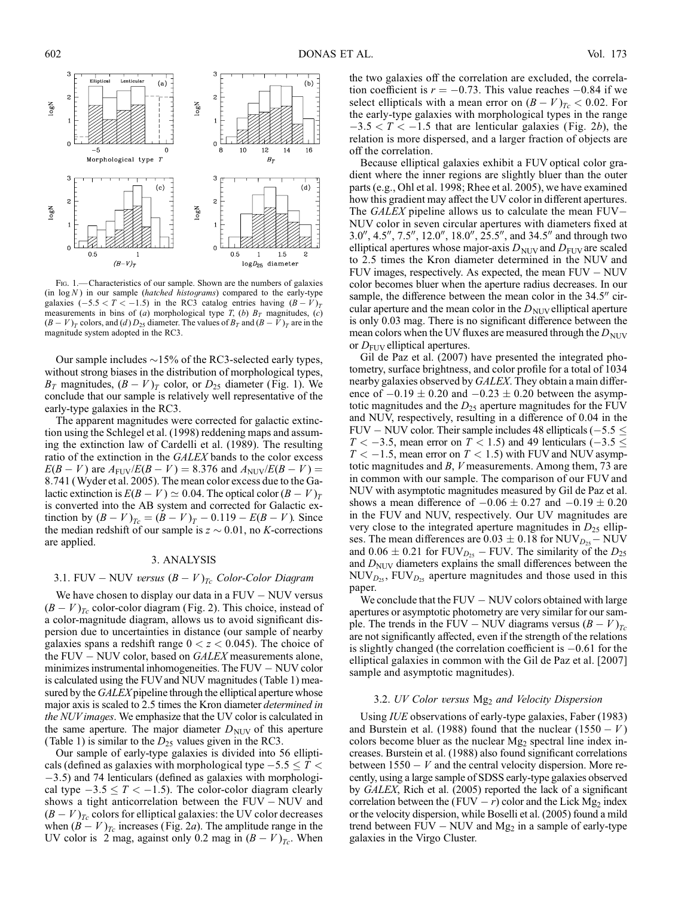FIG. 1.—Characteristics of our sample. Shown are the numbers of galaxies (in $\log N$) in our sample (*hatched histograms*) compared to the early-type galaxies ($-5.5 < T < -1.5$) in the RC3 catalog entries having $(B-V)_T$ measurements in bins of (*a*) morphological type $T$, (*b*) $B_T$ magnitudes, (*c*) $(B-V)_T$ colors, and (*d*) $D_{25}$ diameter. The values of $B_T$ and $(B-V)_T$ are in the magnitude system adopted in the RC3.

Our sample includes ~15% of the RC3-selected early types, without strong biases in the distribution of morphological types, $B_T$ magnitudes, $(B-V)_T$ color, or $D_{25}$ diameter (Fig. 1). We conclude that our sample is relatively well representative of the early-type galaxies in the RC3.

The apparent magnitudes were corrected for galactic extinction using the Schlegel et al. (1998) reddening maps and assuming the extinction law of Cardelli et al. (1989). The resulting ratio of the extinction in the *GALEX* bands to the color excess $E(B-V)$ are $A_{\rm FUV}/E(B-V) = 8.376$ and $A_{\rm NUV}/E(B-V) = 8.741$ (Wyder et al. 2005). The mean color excess due to the Galactic extinction is $E(B-V) \simeq 0.04$. The optical color $(B-V)_T$ is converted into the AB system and corrected for Galactic extinction by $(B-V)_{Tc} = (B-V)_T - 0.119 - E(B-V)$. Since the median redshift of our sample is $z \sim 0.01$, no *K*-corrections are applied.

## 3. ANALYSIS

### 3.1. FUV − NUV *versus* $(B-V)_{Tc}$ *Color-Color Diagram*

We have chosen to display our data in a FUV − NUV versus $(B-V)_{Tc}$ color-color diagram (Fig. 2). This choice, instead of a color-magnitude diagram, allows us to avoid significant dispersion due to uncertainties in distance (our sample of nearby galaxies spans a redshift range $0 < z < 0.045$). The choice of the FUV − NUV color, based on *GALEX* measurements alone, minimizes instrumental inhomogeneities. The FUV − NUV color is calculated using the FUV and NUV magnitudes (Table 1) measured by the *GALEX* pipeline through the elliptical aperture whose major axis is scaled to 2.5 times the Kron diameter *determined in the NUV images*. We emphasize that the UV color is calculated in the same aperture. The major diameter $D_{\rm NUV}$ of this aperture (Table 1) is similar to the $D_{25}$ values given in the RC3.

Our sample of early-type galaxies is divided into 56 ellipticals (defined as galaxies with morphological type $-5.5 \leq T < -3.5$) and 74 lenticulars (defined as galaxies with morphological type $-3.5 \leq T < -1.5$). The color-color diagram clearly shows a tight anticorrelation between the FUV − NUV and $(B-V)_{Tc}$ colors for elliptical galaxies: the UV color decreases when $(B-V)_{Tc}$ increases (Fig. 2*a*). The amplitude range in the UV color is 2 mag, against only 0.2 mag in $(B-V)_{Tc}$. When the two galaxies off the correlation are excluded, the correlation coefficient is $r = -0.73$. This value reaches $-0.84$ if we select ellipticals with a mean error on $(B-V)_{Tc} < 0.02$. For the early-type galaxies with morphological types in the range $-3.5 < T < -1.5$ that are lenticular galaxies (Fig. 2*b*), the relation is more dispersed, and a larger fraction of objects are off the correlation.

Because elliptical galaxies exhibit a FUV optical color gradient where the inner regions are slightly bluer than the outer parts (e.g., Ohl et al. 1998; Rhee et al. 2005), we have examined how this gradient may affect the UV color in different apertures. The *GALEX* pipeline allows us to calculate the mean FUV− NUV color in seven circular apertures with diameters fixed at 3.0″, 4.5″, 7.5″, 12.0″, 18.0″, 25.5″, and 34.5″ and through two elliptical apertures whose major-axis $D_{\rm NUV}$ and $D_{\rm FUV}$ are scaled to 2.5 times the Kron diameter determined in the NUV and FUV images, respectively. As expected, the mean FUV − NUV color becomes bluer when the aperture radius decreases. In our sample, the difference between the mean color in the 34.5″ circular aperture and the mean color in the $D_{\rm NUV}$ elliptical aperture is only 0.03 mag. There is no significant difference between the mean colors when the UV fluxes are measured through the $D_{\rm NUV}$ or $D_{\rm FUV}$ elliptical apertures.

Gil de Paz et al. (2007) have presented the integrated photometry, surface brightness, and color profile for a total of 1034 nearby galaxies observed by *GALEX*. They obtain a main difference of $-0.19 \pm 0.20$ and $-0.23 \pm 0.20$ between the asymptotic magnitudes and the $D_{25}$ aperture magnitudes for the FUV and NUV, respectively, resulting in a difference of 0.04 in the FUV − NUV color. Their sample includes 48 ellipticals ($-5.5 \leq T < -3.5$, mean error on $T < 1.5$) and 49 lenticulars ($-3.5 \leq T < -1.5$, mean error on $T < 1.5$) with FUV and NUV asymptotic magnitudes and $B$, $V$ measurements. Among them, 73 are in common with our sample. The comparison of our FUV and NUV with asymptotic magnitudes measured by Gil de Paz et al. shows a mean difference of $-0.06 \pm 0.27$ and $-0.19 \pm 0.20$ in the FUV and NUV, respectively. Our UV magnitudes are very close to the integrated aperture magnitudes in $D_{25}$ ellipses. The mean differences are $0.03 \pm 0.18$ for $\mathrm{NUV}_{D_{25}} - \mathrm{NUV}$ and $0.06 \pm 0.21$ for $\mathrm{FUV}_{D_{25}} - \mathrm{FUV}$. The similarity of the $D_{25}$ and $D_{\rm NUV}$ diameters explains the small differences between the $\mathrm{NUV}_{D_{25}}$, $\mathrm{FUV}_{D_{25}}$ aperture magnitudes and those used in this paper.

We conclude that the FUV − NUV colors obtained with large apertures or asymptotic photometry are very similar for our sample. The trends in the FUV − NUV diagrams versus $(B-V)_{Tc}$ are not significantly affected, even if the strength of the relations is slightly changed (the correlation coefficient is $-0.61$ for the elliptical galaxies in common with the Gil de Paz et al. [2007] sample and asymptotic magnitudes).

### 3.2. *UV Color versus* $\mathrm{Mg}_2$ *and Velocity Dispersion*

Using *IUE* observations of early-type galaxies, Faber (1983) and Burstein et al. (1988) found that the nuclear $(1550 - V)$ colors become bluer as the nuclear $\mathrm{Mg}_2$ spectral line index increases. Burstein et al. (1988) also found significant correlations between $1550 - V$ and the central velocity dispersion. More recently, using a large sample of SDSS early-type galaxies observed by *GALEX*, Rich et al. (2005) reported the lack of a significant correlation between the $(\mathrm{FUV} - r)$ color and the Lick $\mathrm{Mg}_2$ index or the velocity dispersion, while Boselli et al. (2005) found a mild trend between FUV − NUV and $\mathrm{Mg}_2$ in a sample of early-type galaxies in the Virgo Cluster.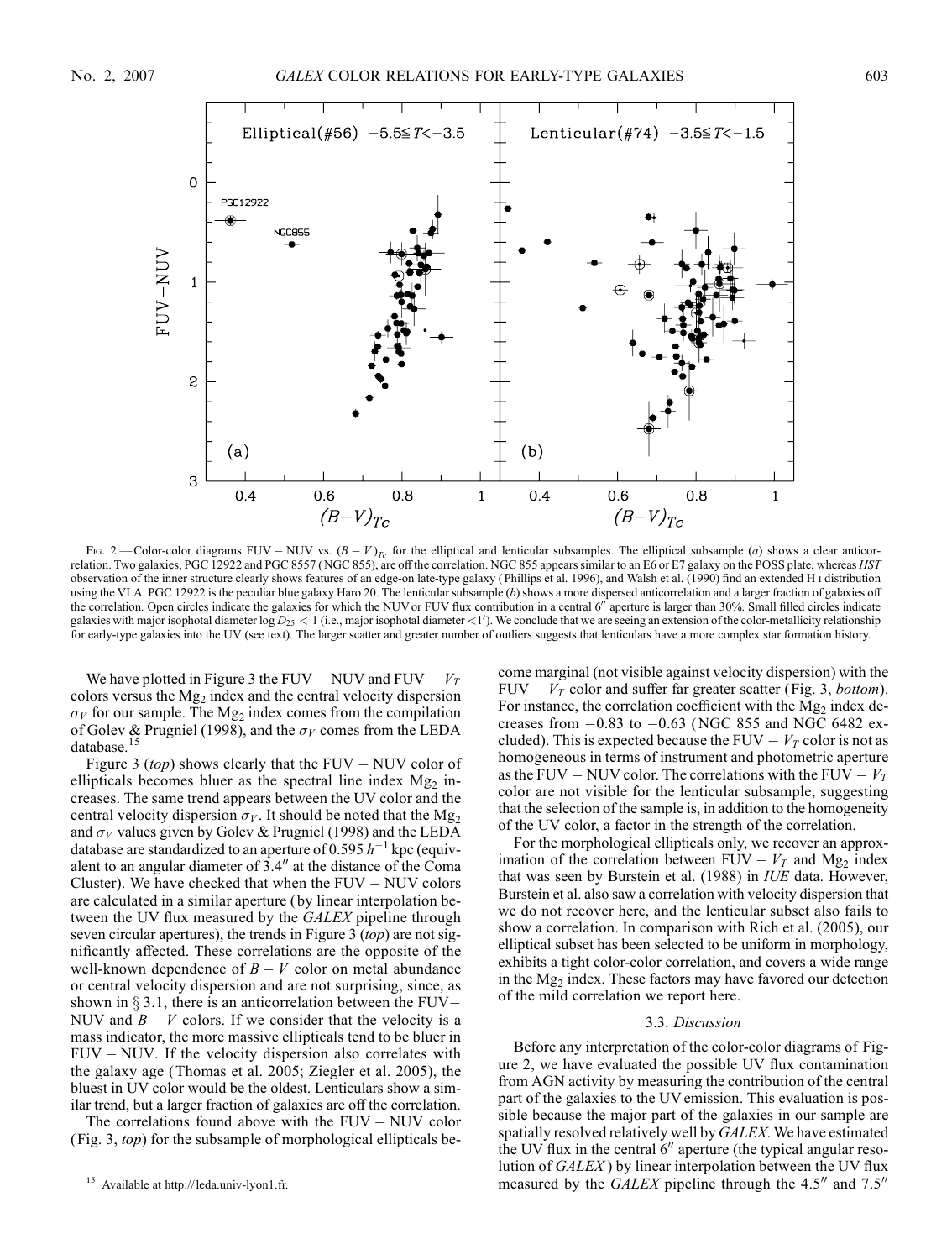Fig. 2.— Color-color diagrams FUV − NUV vs. $(B-V)_{Tc}$ for the elliptical and lenticular subsamples. The elliptical subsample (*a*) shows a clear anticorrelation. Two galaxies, PGC 12922 and PGC 8557 (NGC 855), are off the correlation. NGC 855 appears similar to an E6 or E7 galaxy on the POSS plate, whereas *HST* observation of the inner structure clearly shows features of an edge-on late-type galaxy (Phillips et al. 1996), and Walsh et al. (1990) find an extended H I distribution using the VLA. PGC 12922 is the peculiar blue galaxy Haro 20. The lenticular subsample (*b*) shows a more dispersed anticorrelation and a larger fraction of galaxies off the correlation. Open circles indicate the galaxies for which the NUV or FUV flux contribution in a central 6″ aperture is larger than 30%. Small filled circles indicate galaxies with major isophotal diameter $\log D_{25} < 1$ (i.e., major isophotal diameter <1′). We conclude that we are seeing an extension of the color-metallicity relationship for early-type galaxies into the UV (see text). The larger scatter and greater number of outliers suggests that lenticulars have a more complex star formation history.

We have plotted in Figure 3 the FUV − NUV and FUV − $V_T$ colors versus the $Mg_2$ index and the central velocity dispersion $\sigma_V$ for our sample. The $Mg_2$ index comes from the compilation of Golev & Prugniel (1998), and the $\sigma_V$ comes from the LEDA database.[15]

Figure 3 (*top*) shows clearly that the FUV − NUV color of ellipticals becomes bluer as the spectral line index $Mg_2$ increases. The same trend appears between the UV color and the central velocity dispersion $\sigma_V$. It should be noted that the $Mg_2$ and $\sigma_V$ values given by Golev & Prugniel (1998) and the LEDA database are standardized to an aperture of $0.595\,h^{-1}$ kpc (equivalent to an angular diameter of 3.4″ at the distance of the Coma Cluster). We have checked that when the FUV − NUV colors are calculated in a similar aperture (by linear interpolation between the UV flux measured by the *GALEX* pipeline through seven circular apertures), the trends in Figure 3 (*top*) are not significantly affected. These correlations are the opposite of the well-known dependence of $B-V$ color on metal abundance or central velocity dispersion and are not surprising, since, as shown in § 3.1, there is an anticorrelation between the FUV−NUV and $B-V$ colors. If we consider that the velocity is a mass indicator, the more massive ellipticals tend to be bluer in FUV − NUV. If the velocity dispersion also correlates with the galaxy age (Thomas et al. 2005; Ziegler et al. 2005), the bluest in UV color would be the oldest. Lenticulars show a similar trend, but a larger fraction of galaxies are off the correlation.

The correlations found above with the FUV − NUV color (Fig. 3, *top*) for the subsample of morphological ellipticals become marginal (not visible against velocity dispersion) with the FUV − $V_T$ color and suffer far greater scatter (Fig. 3, *bottom*). For instance, the correlation coefficient with the $Mg_2$ index decreases from −0.83 to −0.63 (NGC 855 and NGC 6482 excluded). This is expected because the FUV − $V_T$ color is not as homogeneous in terms of instrument and photometric aperture as the FUV − NUV color. The correlations with the FUV − $V_T$ color are not visible for the lenticular subsample, suggesting that the selection of the sample is, in addition to the homogeneity of the UV color, a factor in the strength of the correlation.

For the morphological ellipticals only, we recover an approximation of the correlation between FUV − $V_T$ and $Mg_2$ index that was seen by Burstein et al. (1988) in *IUE* data. However, Burstein et al. also saw a correlation with velocity dispersion that we do not recover here, and the lenticular subset also fails to show a correlation. In comparison with Rich et al. (2005), our elliptical subset has been selected to be uniform in morphology, exhibits a tight color-color correlation, and covers a wide range in the $Mg_2$ index. These factors may have favored our detection of the mild correlation we report here.

### 3.3. *Discussion*

Before any interpretation of the color-color diagrams of Figure 2, we have evaluated the possible UV flux contamination from AGN activity by measuring the contribution of the central part of the galaxies to the UV emission. This evaluation is possible because the major part of the galaxies in our sample are spatially resolved relatively well by *GALEX*. We have estimated the UV flux in the central 6″ aperture (the typical angular resolution of *GALEX*) by linear interpolation between the UV flux measured by the *GALEX* pipeline through the 4.5″ and 7.5″

[15] Available at http://leda.univ-lyon1.fr.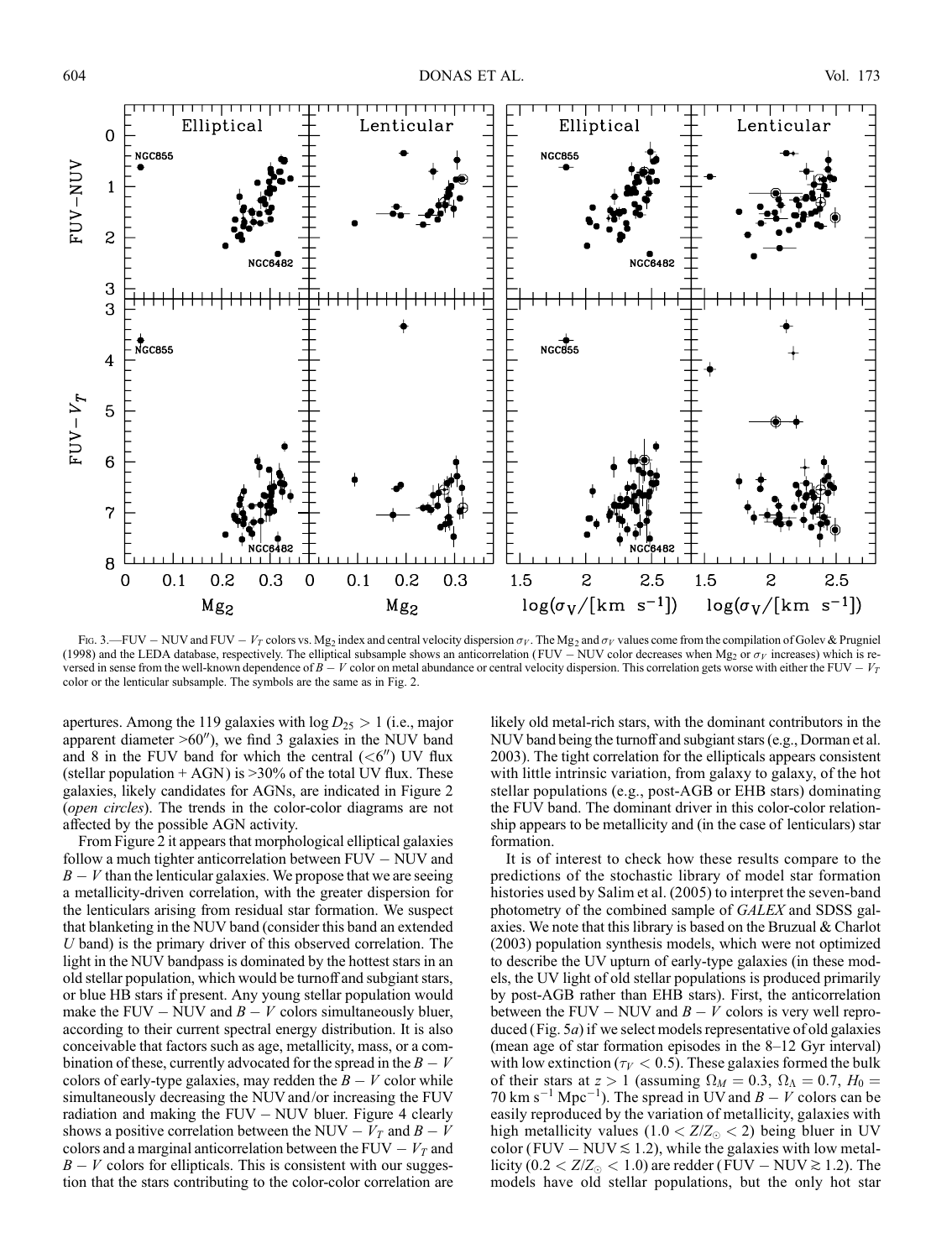Fig. 3.—FUV − NUV and FUV − $V_T$ colors vs. $Mg_2$ index and central velocity dispersion $\sigma_V$. The $Mg_2$ and $\sigma_V$ values come from the compilation of Golev & Prugniel (1998) and the LEDA database, respectively. The elliptical subsample shows an anticorrelation (FUV − NUV color decreases when $Mg_2$ or $\sigma_V$ increases) which is reversed in sense from the well-known dependence of $B - V$ color on metal abundance or central velocity dispersion. This correlation gets worse with either the FUV − $V_T$ color or the lenticular subsample. The symbols are the same as in Fig. 2.

apertures. Among the 119 galaxies with $\log D_{25} > 1$ (i.e., major apparent diameter >60″), we find 3 galaxies in the NUV band and 8 in the FUV band for which the central (<6″) UV flux (stellar population + AGN) is >30% of the total UV flux. These galaxies, likely candidates for AGNs, are indicated in Figure 2 (*open circles*). The trends in the color-color diagrams are not affected by the possible AGN activity.

From Figure 2 it appears that morphological elliptical galaxies follow a much tighter anticorrelation between FUV − NUV and $B - V$ than the lenticular galaxies. We propose that we are seeing a metallicity-driven correlation, with the greater dispersion for the lenticulars arising from residual star formation. We suspect that blanketing in the NUV band (consider this band an extended $U$ band) is the primary driver of this observed correlation. The light in the NUV bandpass is dominated by the hottest stars in an old stellar population, which would be turnoff and subgiant stars, or blue HB stars if present. Any young stellar population would make the FUV − NUV and $B - V$ colors simultaneously bluer, according to their current spectral energy distribution. It is also conceivable that factors such as age, metallicity, mass, or a combination of these, currently advocated for the spread in the $B - V$ colors of early-type galaxies, may redden the $B - V$ color while simultaneously decreasing the NUV and/or increasing the FUV radiation and making the FUV − NUV bluer. Figure 4 clearly shows a positive correlation between the NUV − $V_T$ and $B - V$ colors and a marginal anticorrelation between the FUV − $V_T$ and $B - V$ colors for ellipticals. This is consistent with our suggestion that the stars contributing to the color-color correlation are likely old metal-rich stars, with the dominant contributors in the NUV band being the turnoff and subgiant stars (e.g., Dorman et al. 2003). The tight correlation for the ellipticals appears consistent with little intrinsic variation, from galaxy to galaxy, of the hot stellar populations (e.g., post-AGB or EHB stars) dominating the FUV band. The dominant driver in this color-color relationship appears to be metallicity and (in the case of lenticulars) star formation.

It is of interest to check how these results compare to the predictions of the stochastic library of model star formation histories used by Salim et al. (2005) to interpret the seven-band photometry of the combined sample of *GALEX* and SDSS galaxies. We note that this library is based on the Bruzual & Charlot (2003) population synthesis models, which were not optimized to describe the UV upturn of early-type galaxies (in these models, the UV light of old stellar populations is produced primarily by post-AGB rather than EHB stars). First, the anticorrelation between the FUV − NUV and $B - V$ colors is very well reproduced (Fig. 5*a*) if we select models representative of old galaxies (mean age of star formation episodes in the 8–12 Gyr interval) with low extinction ($\tau_V < 0.5$). These galaxies formed the bulk of their stars at $z > 1$ (assuming $\Omega_M = 0.3$, $\Omega_\Lambda = 0.7$, $H_0 = 70$ km s$^{-1}$ Mpc$^{-1}$). The spread in UV and $B - V$ colors can be easily reproduced by the variation of metallicity, galaxies with high metallicity values ($1.0 < Z/Z_\odot < 2$) being bluer in UV color (FUV − NUV $\lesssim 1.2$), while the galaxies with low metallicity ($0.2 < Z/Z_\odot < 1.0$) are redder (FUV − NUV $\gtrsim 1.2$). The models have old stellar populations, but the only hot star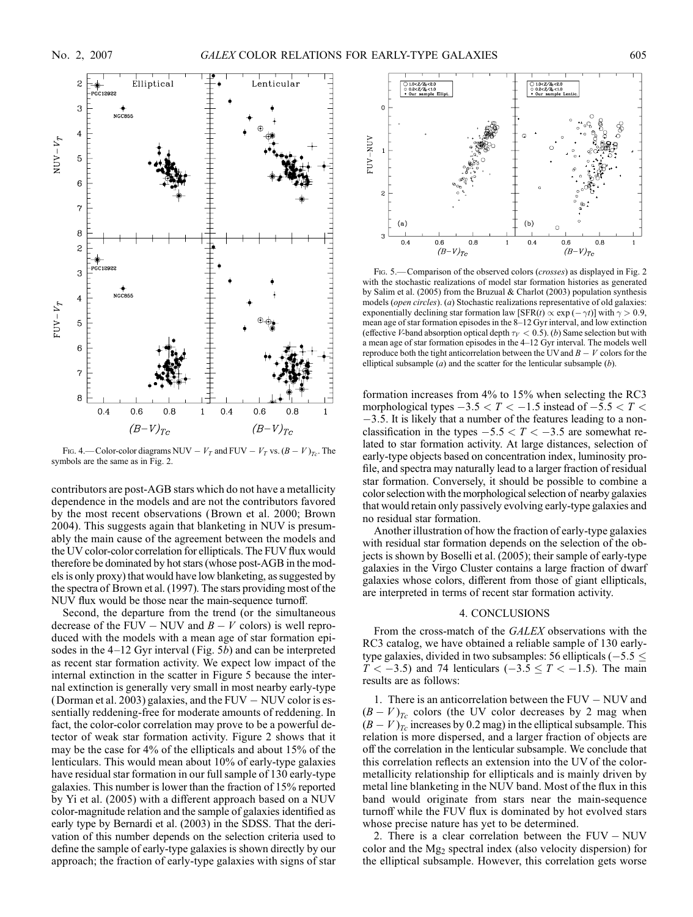Fig. 4.— Color-color diagrams NUV $-$ $V_T$ and FUV $-$ $V_T$ vs. $(B-V)_{Tc}$. The symbols are the same as in Fig. 2.

Fig. 5.— Comparison of the observed colors (*crosses*) as displayed in Fig. 2 with the stochastic realizations of model star formation histories as generated by Salim et al. (2005) from the Bruzual & Charlot (2003) population synthesis models (*open circles*). (*a*) Stochastic realizations representative of old galaxies: exponentially declining star formation law [SFR($t$) $\propto \exp(-\gamma t)$] with $\gamma > 0.9$, mean age of star formation episodes in the 8–12 Gyr interval, and low extinction (effective $V$-band absorption optical depth $\tau_V < 0.5$). (*b*) Same selection but with a mean age of star formation episodes in the 4–12 Gyr interval. The models well reproduce both the tight anticorrelation between the UV and $B-V$ colors for the elliptical subsample (*a*) and the scatter for the lenticular subsample (*b*).

contributors are post-AGB stars which do not have a metallicity dependence in the models and are not the contributors favored by the most recent observations (Brown et al. 2000; Brown 2004). This suggests again that blanketing in NUV is presumably the main cause of the agreement between the models and the UV color-color correlation for ellipticals. The FUV flux would therefore be dominated by hot stars (whose post-AGB in the models is only proxy) that would have low blanketing, as suggested by the spectra of Brown et al. (1997). The stars providing most of the NUV flux would be those near the main-sequence turnoff.

Second, the departure from the trend (or the simultaneous decrease of the FUV $-$ NUV and $B-V$ colors) is well reproduced with the models with a mean age of star formation episodes in the 4–12 Gyr interval (Fig. 5*b*) and can be interpreted as recent star formation activity. We expect low impact of the internal extinction in the scatter in Figure 5 because the internal extinction is generally very small in most nearby early-type (Dorman et al. 2003) galaxies, and the FUV $-$ NUV color is essentially reddening-free for moderate amounts of reddening. In fact, the color-color correlation may prove to be a powerful detector of weak star formation activity. Figure 2 shows that it may be the case for 4% of the ellipticals and about 15% of the lenticulars. This would mean about 10% of early-type galaxies have residual star formation in our full sample of 130 early-type galaxies. This number is lower than the fraction of 15% reported by Yi et al. (2005) with a different approach based on a NUV color-magnitude relation and the sample of galaxies identified as early type by Bernardi et al. (2003) in the SDSS. That the derivation of this number depends on the selection criteria used to define the sample of early-type galaxies is shown directly by our approach; the fraction of early-type galaxies with signs of star formation increases from 4% to 15% when selecting the RC3 morphological types $-3.5 < T < -1.5$ instead of $-5.5 < T < -3.5$. It is likely that a number of the features leading to a non-classification in the types $-5.5 < T < -3.5$ are somewhat related to star formation activity. At large distances, selection of early-type objects based on concentration index, luminosity profile, and spectra may naturally lead to a larger fraction of residual star formation. Conversely, it should be possible to combine a color selection with the morphological selection of nearby galaxies that would retain only passively evolving early-type galaxies and no residual star formation.

Another illustration of how the fraction of early-type galaxies with residual star formation depends on the selection of the objects is shown by Boselli et al. (2005); their sample of early-type galaxies in the Virgo Cluster contains a large fraction of dwarf galaxies whose colors, different from those of giant ellipticals, are interpreted in terms of recent star formation activity.

## 4. CONCLUSIONS

From the cross-match of the *GALEX* observations with the RC3 catalog, we have obtained a reliable sample of 130 early-type galaxies, divided in two subsamples: 56 ellipticals ($-5.5 \leq T < -3.5$) and 74 lenticulars ($-3.5 \leq T < -1.5$). The main results are as follows:

1. There is an anticorrelation between the FUV $-$ NUV and $(B-V)_{Tc}$ colors (the UV color decreases by 2 mag when $(B-V)_{Tc}$ increases by 0.2 mag) in the elliptical subsample. This relation is more dispersed, and a larger fraction of objects are off the correlation in the lenticular subsample. We conclude that this correlation reflects an extension into the UV of the color-metallicity relationship for ellipticals and is mainly driven by metal line blanketing in the NUV band. Most of the flux in this band would originate from stars near the main-sequence turnoff while the FUV flux is dominated by hot evolved stars whose precise nature has yet to be determined.

2. There is a clear correlation between the FUV – NUV color and the $Mg_2$ spectral index (also velocity dispersion) for the elliptical subsample. However, this correlation gets worse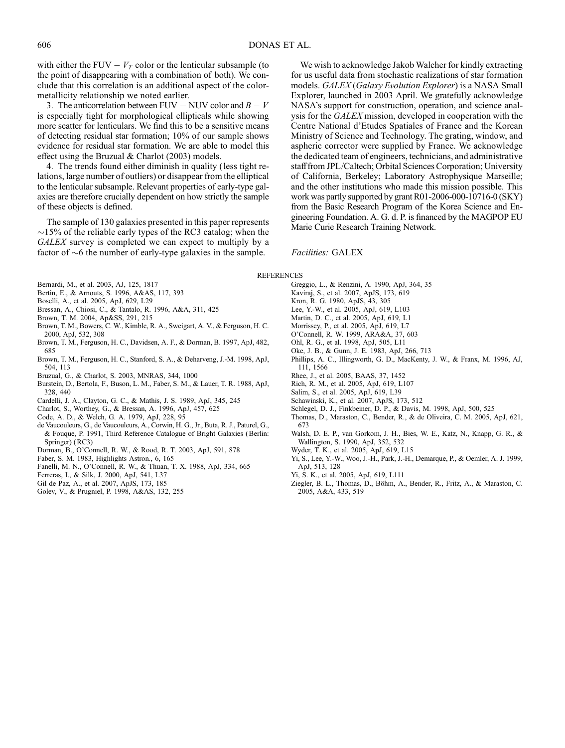with either the FUV − $V_T$ color or the lenticular subsample (to the point of disappearing with a combination of both). We conclude that this correlation is an additional aspect of the color-metallicity relationship we noted earlier.

3. The anticorrelation between FUV − NUV color and $B - V$ is especially tight for morphological ellipticals while showing more scatter for lenticulars. We find this to be a sensitive means of detecting residual star formation; 10% of our sample shows evidence for residual star formation. We are able to model this effect using the Bruzual & Charlot (2003) models.

4. The trends found either diminish in quality (less tight relations, large number of outliers) or disappear from the elliptical to the lenticular subsample. Relevant properties of early-type galaxies are therefore crucially dependent on how strictly the sample of these objects is defined.

The sample of 130 galaxies presented in this paper represents ~15% of the reliable early types of the RC3 catalog; when the *GALEX* survey is completed we can expect to multiply by a factor of ~6 the number of early-type galaxies in the sample.

We wish to acknowledge Jakob Walcher for kindly extracting for us useful data from stochastic realizations of star formation models. *GALEX* (*Galaxy Evolution Explorer*) is a NASA Small Explorer, launched in 2003 April. We gratefully acknowledge NASA's support for construction, operation, and science analysis for the *GALEX* mission, developed in cooperation with the Centre National d'Etudes Spatiales of France and the Korean Ministry of Science and Technology. The grating, window, and aspheric corrector were supplied by France. We acknowledge the dedicated team of engineers, technicians, and administrative staff from JPL/Caltech; Orbital Sciences Corporation; University of California, Berkeley; Laboratory Astrophysique Marseille; and the other institutions who made this mission possible. This work was partly supported by grant R01-2006-000-10716-0 (SKY) from the Basic Research Program of the Korea Science and Engineering Foundation. A. G. d. P. is financed by the MAGPOP EU Marie Curie Research Training Network.

*Facilities:* GALEX

## REFERENCES

Bernardi, M., et al. 2003, AJ, 125, 1817
Bertin, E., & Arnouts, S. 1996, A&AS, 117, 393
Boselli, A., et al. 2005, ApJ, 629, L29
Bressan, A., Chiosi, C., & Tantalo, R. 1996, A&A, 311, 425
Brown, T. M. 2004, Ap&SS, 291, 215
Brown, T. M., Bowers, C. W., Kimble, R. A., Sweigart, A. V., & Ferguson, H. C. 2000, ApJ, 532, 308
Brown, T. M., Ferguson, H. C., Davidsen, A. F., & Dorman, B. 1997, ApJ, 482, 685
Brown, T. M., Ferguson, H. C., Stanford, S. A., & Deharveng, J.-M. 1998, ApJ, 504, 113
Bruzual, G., & Charlot, S. 2003, MNRAS, 344, 1000
Burstein, D., Bertola, F., Buson, L. M., Faber, S. M., & Lauer, T. R. 1988, ApJ, 328, 440
Cardelli, J. A., Clayton, G. C., & Mathis, J. S. 1989, ApJ, 345, 245
Charlot, S., Worthey, G., & Bressan, A. 1996, ApJ, 457, 625
Code, A. D., & Welch, G. A. 1979, ApJ, 228, 95
de Vaucouleurs, G., de Vaucouleurs, A., Corwin, H. G., Jr., Buta, R. J., Paturel, G., & Fouque, P. 1991, Third Reference Catalogue of Bright Galaxies (Berlin: Springer) (RC3)
Dorman, B., O'Connell, R. W., & Rood, R. T. 2003, ApJ, 591, 878
Faber, S. M. 1983, Highlights Astron., 6, 165
Fanelli, M. N., O'Connell, R. W., & Thuan, T. X. 1988, ApJ, 334, 665
Ferreras, I., & Silk, J. 2000, ApJ, 541, L37
Gil de Paz, A., et al. 2007, ApJS, 173, 185
Golev, V., & Prugniel, P. 1998, A&AS, 132, 255
Greggio, L., & Renzini, A. 1990, ApJ, 364, 35
Kaviraj, S., et al. 2007, ApJS, 173, 619
Kron, R. G. 1980, ApJS, 43, 305
Lee, Y.-W., et al. 2005, ApJ, 619, L103
Martin, D. C., et al. 2005, ApJ, 619, L1
Morrissey, P., et al. 2005, ApJ, 619, L7
O'Connell, R. W. 1999, ARA&A, 37, 603
Ohl, R. G., et al. 1998, ApJ, 505, L11
Oke, J. B., & Gunn, J. E. 1983, ApJ, 266, 713
Phillips, A. C., Illingworth, G. D., MacKenty, J. W., & Franx, M. 1996, AJ, 111, 1566
Rhee, J., et al. 2005, BAAS, 37, 1452
Rich, R. M., et al. 2005, ApJ, 619, L107
Salim, S., et al. 2005, ApJ, 619, L39
Schawinski, K., et al. 2007, ApJS, 173, 512
Schlegel, D. J., Finkbeiner, D. P., & Davis, M. 1998, ApJ, 500, 525
Thomas, D., Maraston, C., Bender, R., & de Oliveira, C. M. 2005, ApJ, 621, 673
Walsh, D. E. P., van Gorkom, J. H., Bies, W. E., Katz, N., Knapp, G. R., & Wallington, S. 1990, ApJ, 352, 532
Wyder, T. K., et al. 2005, ApJ, 619, L15
Yi, S., Lee, Y.-W., Woo, J.-H., Park, J.-H., Demarque, P., & Oemler, A. J. 1999, ApJ, 513, 128
Yi, S. K., et al. 2005, ApJ, 619, L111
Ziegler, B. L., Thomas, D., Böhm, A., Bender, R., Fritz, A., & Maraston, C. 2005, A&A, 433, 519